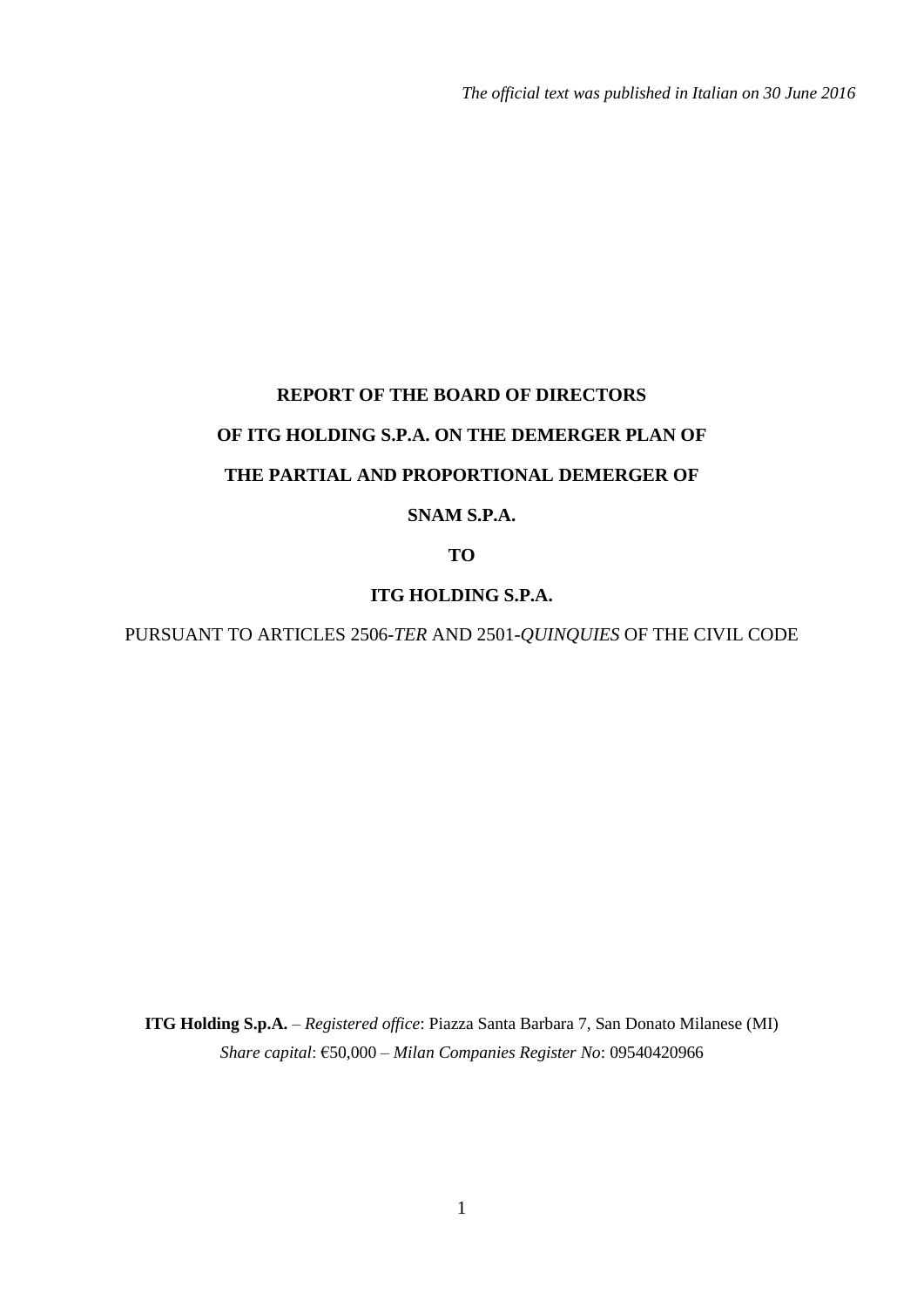*The official text was published in Italian on 30 June 2016*

# REPORT OF THE BOARD OF DIRECTORS

# OF ITG HOLDING S.P.A. ON THE DEMERGER PLAN OF

# THE PARTIAL AND PROPORTIONAL DEMERGER OF

# SNAM S.P.A.

# TO

# ITG HOLDING S.P.A.

PURSUANT TO ARTICLES 2506-*TER* AND 2501-*QUINQUIES* OF THE CIVIL CODE

**ITG Holding S.p.A.** – *Registered office*: Piazza Santa Barbara 7, San Donato Milanese (MI)
*Share capital*: €50,000 – *Milan Companies Register No*: 09540420966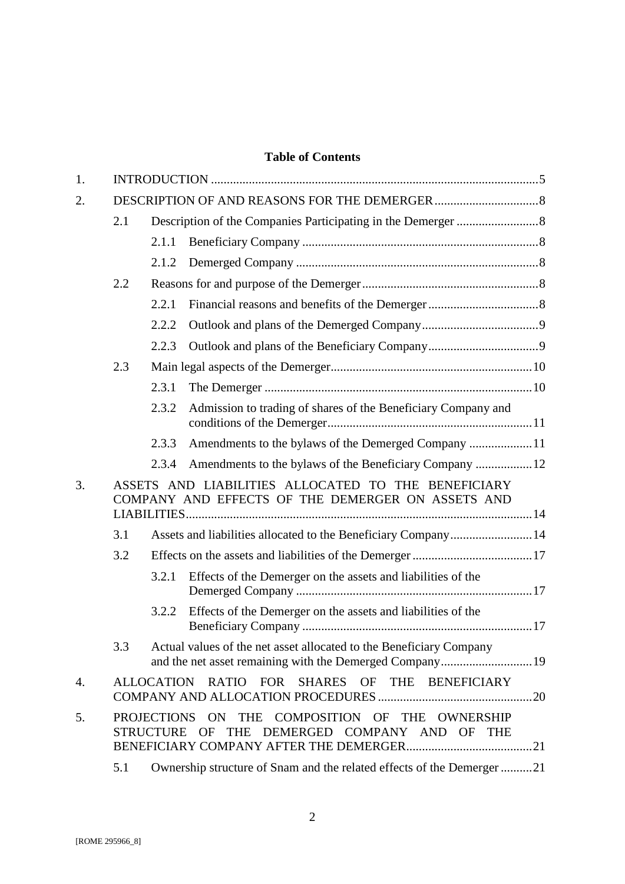**Table of Contents**

| | | | | |
|---|---|---|---|---|
| 1. | INTRODUCTION | | | 5 |
| 2. | DESCRIPTION OF AND REASONS FOR THE DEMERGER | | | 8 |
| | 2.1 | Description of the Companies Participating in the Demerger | | 8 |
| | | 2.1.1 | Beneficiary Company | 8 |
| | | 2.1.2 | Demerged Company | 8 |
| | 2.2 | Reasons for and purpose of the Demerger | | 8 |
| | | 2.2.1 | Financial reasons and benefits of the Demerger | 8 |
| | | 2.2.2 | Outlook and plans of the Demerged Company | 9 |
| | | 2.2.3 | Outlook and plans of the Beneficiary Company | 9 |
| | 2.3 | Main legal aspects of the Demerger | | 10 |
| | | 2.3.1 | The Demerger | 10 |
| | | 2.3.2 | Admission to trading of shares of the Beneficiary Company and conditions of the Demerger | 11 |
| | | 2.3.3 | Amendments to the bylaws of the Demerged Company | 11 |
| | | 2.3.4 | Amendments to the bylaws of the Beneficiary Company | 12 |
| 3. | ASSETS AND LIABILITIES ALLOCATED TO THE BENEFICIARY COMPANY AND EFFECTS OF THE DEMERGER ON ASSETS AND LIABILITIES | | | 14 |
| | 3.1 | Assets and liabilities allocated to the Beneficiary Company | | 14 |
| | 3.2 | Effects on the assets and liabilities of the Demerger | | 17 |
| | | 3.2.1 | Effects of the Demerger on the assets and liabilities of the Demerged Company | 17 |
| | | 3.2.2 | Effects of the Demerger on the assets and liabilities of the Beneficiary Company | 17 |
| | 3.3 | Actual values of the net asset allocated to the Beneficiary Company and the net asset remaining with the Demerged Company | | 19 |
| 4. | ALLOCATION RATIO FOR SHARES OF THE BENEFICIARY COMPANY AND ALLOCATION PROCEDURES | | | 20 |
| 5. | PROJECTIONS ON THE COMPOSITION OF THE OWNERSHIP STRUCTURE OF THE DEMERGED COMPANY AND OF THE BENEFICIARY COMPANY AFTER THE DEMERGER | | | 21 |
| | 5.1 | Ownership structure of Snam and the related effects of the Demerger | | 21 |

[ROME 295966_8]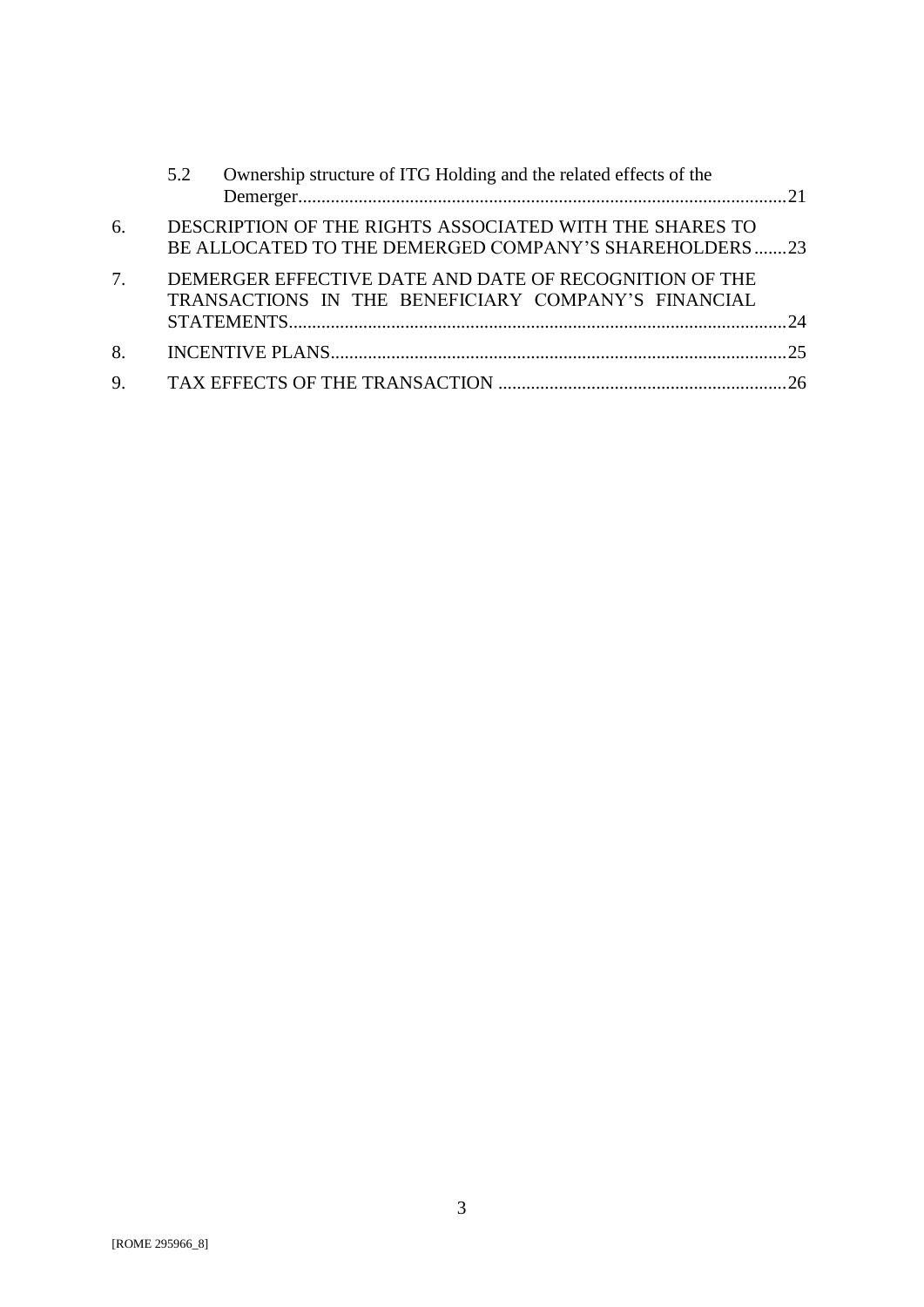5.2 Ownership structure of ITG Holding and the related effects of the Demerger.........................................................................................................21

6. DESCRIPTION OF THE RIGHTS ASSOCIATED WITH THE SHARES TO BE ALLOCATED TO THE DEMERGED COMPANY'S SHAREHOLDERS.......23

7. DEMERGER EFFECTIVE DATE AND DATE OF RECOGNITION OF THE TRANSACTIONS IN THE BENEFICIARY COMPANY'S FINANCIAL STATEMENTS...........................................................................................................24

8. INCENTIVE PLANS..................................................................................................25

9. TAX EFFECTS OF THE TRANSACTION ..............................................................26

[ROME 295966_8]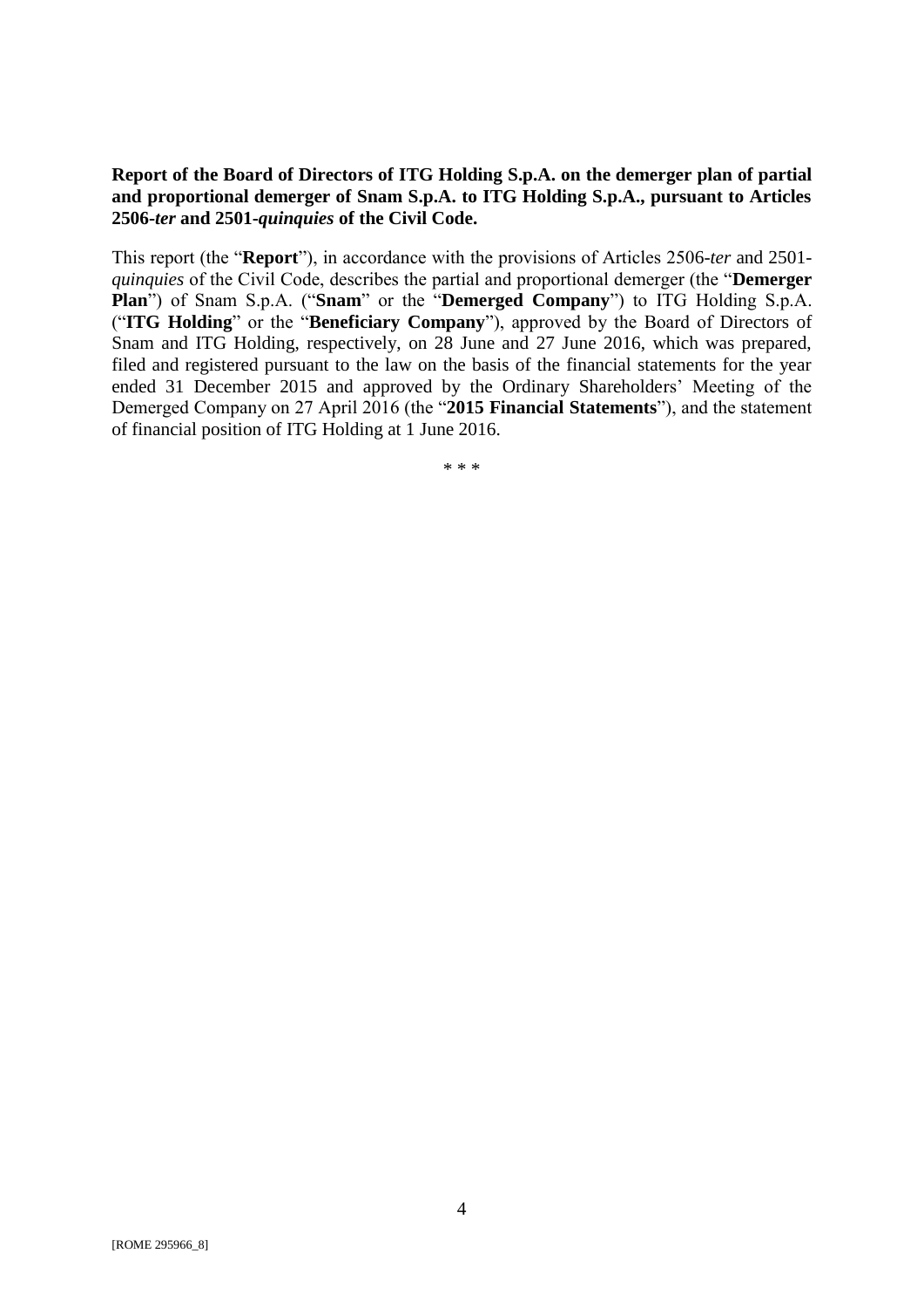**Report of the Board of Directors of ITG Holding S.p.A. on the demerger plan of partial and proportional demerger of Snam S.p.A. to ITG Holding S.p.A., pursuant to Articles 2506-*ter* and 2501-*quinquies* of the Civil Code.**

This report (the "**Report**"), in accordance with the provisions of Articles 2506-*ter* and 2501-*quinquies* of the Civil Code, describes the partial and proportional demerger (the "**Demerger Plan**") of Snam S.p.A. ("**Snam**" or the "**Demerged Company**") to ITG Holding S.p.A. ("**ITG Holding**" or the "**Beneficiary Company**"), approved by the Board of Directors of Snam and ITG Holding, respectively, on 28 June and 27 June 2016, which was prepared, filed and registered pursuant to the law on the basis of the financial statements for the year ended 31 December 2015 and approved by the Ordinary Shareholders' Meeting of the Demerged Company on 27 April 2016 (the "**2015 Financial Statements**"), and the statement of financial position of ITG Holding at 1 June 2016.

\* \* \*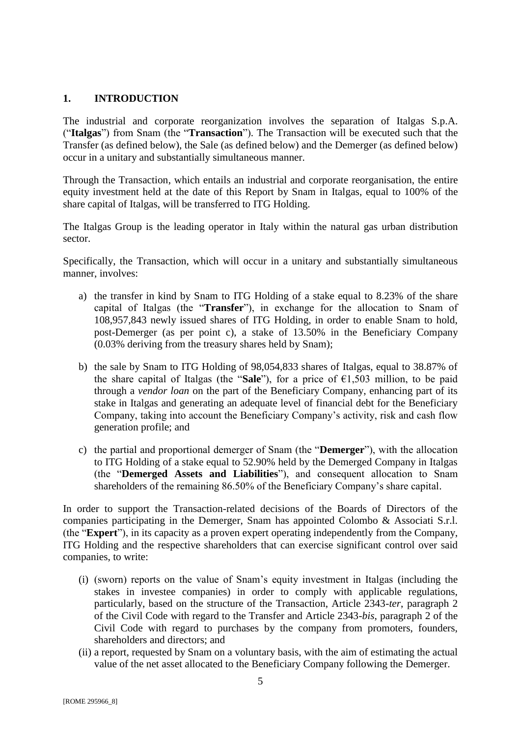## 1. INTRODUCTION

The industrial and corporate reorganization involves the separation of Italgas S.p.A. ("**Italgas**") from Snam (the "**Transaction**"). The Transaction will be executed such that the Transfer (as defined below), the Sale (as defined below) and the Demerger (as defined below) occur in a unitary and substantially simultaneous manner.

Through the Transaction, which entails an industrial and corporate reorganisation, the entire equity investment held at the date of this Report by Snam in Italgas, equal to 100% of the share capital of Italgas, will be transferred to ITG Holding.

The Italgas Group is the leading operator in Italy within the natural gas urban distribution sector.

Specifically, the Transaction, which will occur in a unitary and substantially simultaneous manner, involves:

a) the transfer in kind by Snam to ITG Holding of a stake equal to 8.23% of the share capital of Italgas (the "**Transfer**"), in exchange for the allocation to Snam of 108,957,843 newly issued shares of ITG Holding, in order to enable Snam to hold, post-Demerger (as per point c), a stake of 13.50% in the Beneficiary Company (0.03% deriving from the treasury shares held by Snam);

b) the sale by Snam to ITG Holding of 98,054,833 shares of Italgas, equal to 38.87% of the share capital of Italgas (the "**Sale**"), for a price of €1,503 million, to be paid through a *vendor loan* on the part of the Beneficiary Company, enhancing part of its stake in Italgas and generating an adequate level of financial debt for the Beneficiary Company, taking into account the Beneficiary Company's activity, risk and cash flow generation profile; and

c) the partial and proportional demerger of Snam (the "**Demerger**"), with the allocation to ITG Holding of a stake equal to 52.90% held by the Demerged Company in Italgas (the "**Demerged Assets and Liabilities**"), and consequent allocation to Snam shareholders of the remaining 86.50% of the Beneficiary Company's share capital.

In order to support the Transaction-related decisions of the Boards of Directors of the companies participating in the Demerger, Snam has appointed Colombo & Associati S.r.l. (the "**Expert**"), in its capacity as a proven expert operating independently from the Company, ITG Holding and the respective shareholders that can exercise significant control over said companies, to write:

(i) (sworn) reports on the value of Snam's equity investment in Italgas (including the stakes in investee companies) in order to comply with applicable regulations, particularly, based on the structure of the Transaction, Article 2343-*ter*, paragraph 2 of the Civil Code with regard to the Transfer and Article 2343-*bis*, paragraph 2 of the Civil Code with regard to purchases by the company from promoters, founders, shareholders and directors; and

(ii) a report, requested by Snam on a voluntary basis, with the aim of estimating the actual value of the net asset allocated to the Beneficiary Company following the Demerger.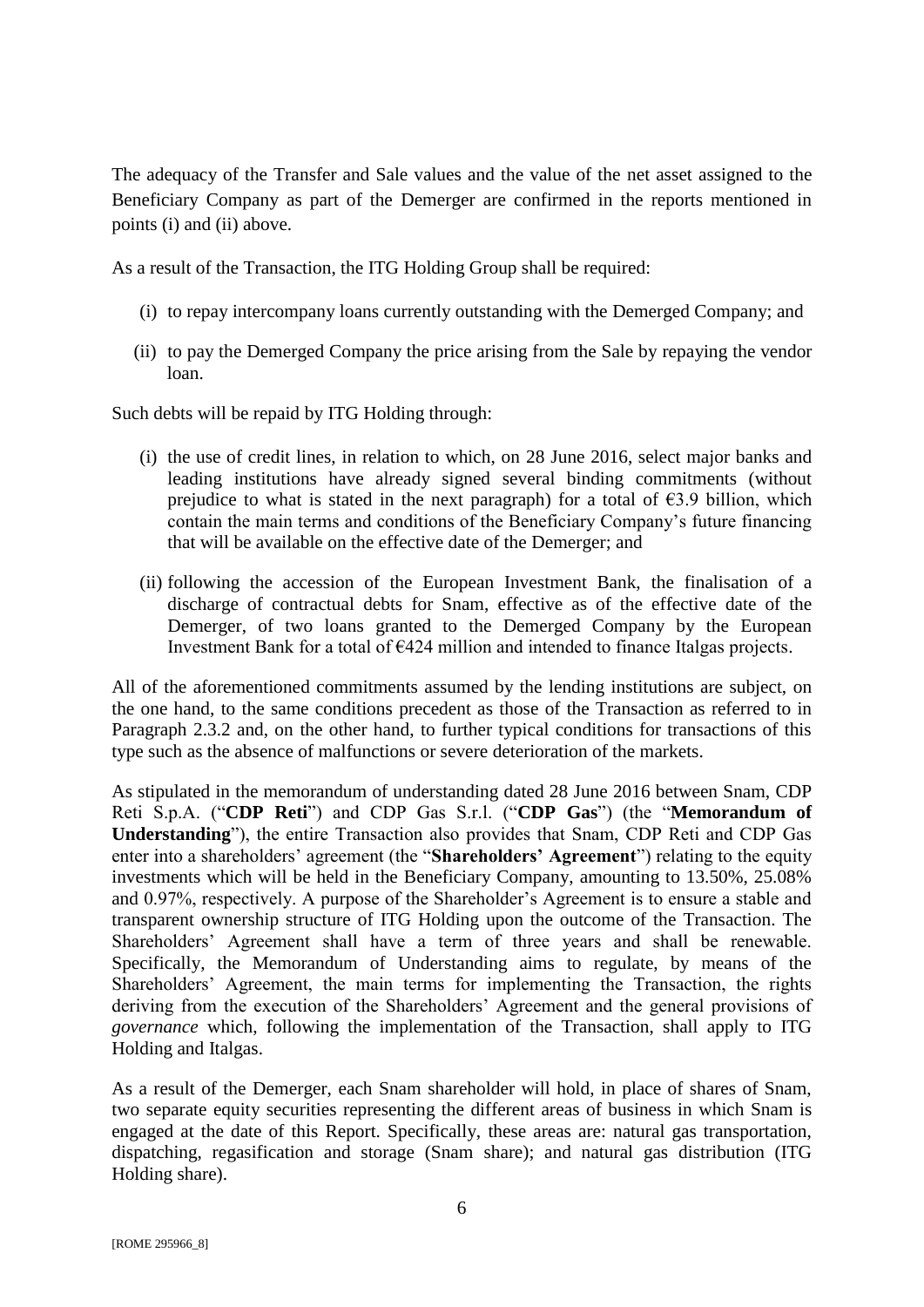The adequacy of the Transfer and Sale values and the value of the net asset assigned to the Beneficiary Company as part of the Demerger are confirmed in the reports mentioned in points (i) and (ii) above.

As a result of the Transaction, the ITG Holding Group shall be required:

(i) to repay intercompany loans currently outstanding with the Demerged Company; and

(ii) to pay the Demerged Company the price arising from the Sale by repaying the vendor loan.

Such debts will be repaid by ITG Holding through:

(i) the use of credit lines, in relation to which, on 28 June 2016, select major banks and leading institutions have already signed several binding commitments (without prejudice to what is stated in the next paragraph) for a total of €3.9 billion, which contain the main terms and conditions of the Beneficiary Company's future financing that will be available on the effective date of the Demerger; and

(ii) following the accession of the European Investment Bank, the finalisation of a discharge of contractual debts for Snam, effective as of the effective date of the Demerger, of two loans granted to the Demerged Company by the European Investment Bank for a total of €424 million and intended to finance Italgas projects.

All of the aforementioned commitments assumed by the lending institutions are subject, on the one hand, to the same conditions precedent as those of the Transaction as referred to in Paragraph 2.3.2 and, on the other hand, to further typical conditions for transactions of this type such as the absence of malfunctions or severe deterioration of the markets.

As stipulated in the memorandum of understanding dated 28 June 2016 between Snam, CDP Reti S.p.A. ("**CDP Reti**") and CDP Gas S.r.l. ("**CDP Gas**") (the "**Memorandum of Understanding**"), the entire Transaction also provides that Snam, CDP Reti and CDP Gas enter into a shareholders' agreement (the "**Shareholders' Agreement**") relating to the equity investments which will be held in the Beneficiary Company, amounting to 13.50%, 25.08% and 0.97%, respectively. A purpose of the Shareholder's Agreement is to ensure a stable and transparent ownership structure of ITG Holding upon the outcome of the Transaction. The Shareholders' Agreement shall have a term of three years and shall be renewable. Specifically, the Memorandum of Understanding aims to regulate, by means of the Shareholders' Agreement, the main terms for implementing the Transaction, the rights deriving from the execution of the Shareholders' Agreement and the general provisions of *governance* which, following the implementation of the Transaction, shall apply to ITG Holding and Italgas.

As a result of the Demerger, each Snam shareholder will hold, in place of shares of Snam, two separate equity securities representing the different areas of business in which Snam is engaged at the date of this Report. Specifically, these areas are: natural gas transportation, dispatching, regasification and storage (Snam share); and natural gas distribution (ITG Holding share).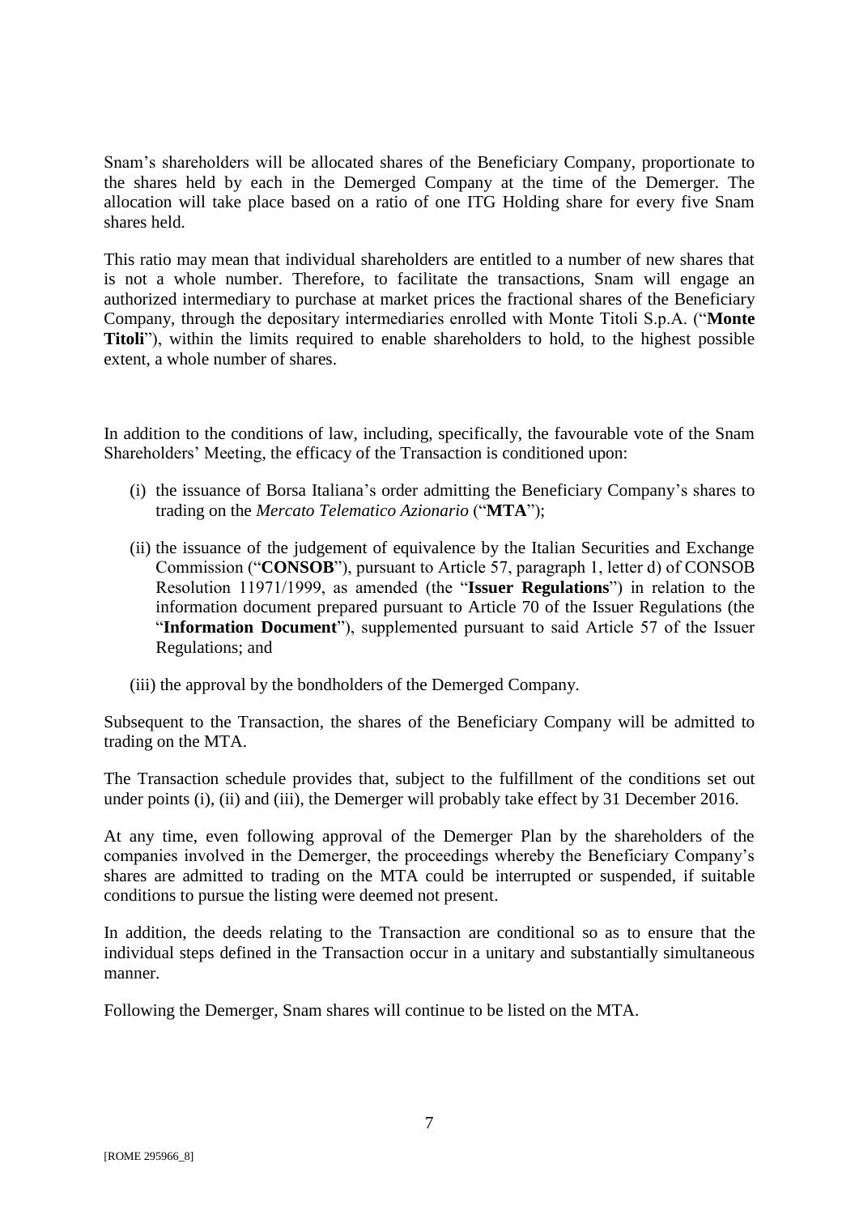Snam's shareholders will be allocated shares of the Beneficiary Company, proportionate to the shares held by each in the Demerged Company at the time of the Demerger. The allocation will take place based on a ratio of one ITG Holding share for every five Snam shares held.

This ratio may mean that individual shareholders are entitled to a number of new shares that is not a whole number. Therefore, to facilitate the transactions, Snam will engage an authorized intermediary to purchase at market prices the fractional shares of the Beneficiary Company, through the depositary intermediaries enrolled with Monte Titoli S.p.A. ("**Monte Titoli**"), within the limits required to enable shareholders to hold, to the highest possible extent, a whole number of shares.

In addition to the conditions of law, including, specifically, the favourable vote of the Snam Shareholders' Meeting, the efficacy of the Transaction is conditioned upon:

(i) the issuance of Borsa Italiana's order admitting the Beneficiary Company's shares to trading on the *Mercato Telematico Azionario* ("**MTA**");

(ii) the issuance of the judgement of equivalence by the Italian Securities and Exchange Commission ("**CONSOB**"), pursuant to Article 57, paragraph 1, letter d) of CONSOB Resolution 11971/1999, as amended (the "**Issuer Regulations**") in relation to the information document prepared pursuant to Article 70 of the Issuer Regulations (the "**Information Document**"), supplemented pursuant to said Article 57 of the Issuer Regulations; and

(iii) the approval by the bondholders of the Demerged Company.

Subsequent to the Transaction, the shares of the Beneficiary Company will be admitted to trading on the MTA.

The Transaction schedule provides that, subject to the fulfillment of the conditions set out under points (i), (ii) and (iii), the Demerger will probably take effect by 31 December 2016.

At any time, even following approval of the Demerger Plan by the shareholders of the companies involved in the Demerger, the proceedings whereby the Beneficiary Company's shares are admitted to trading on the MTA could be interrupted or suspended, if suitable conditions to pursue the listing were deemed not present.

In addition, the deeds relating to the Transaction are conditional so as to ensure that the individual steps defined in the Transaction occur in a unitary and substantially simultaneous manner.

Following the Demerger, Snam shares will continue to be listed on the MTA.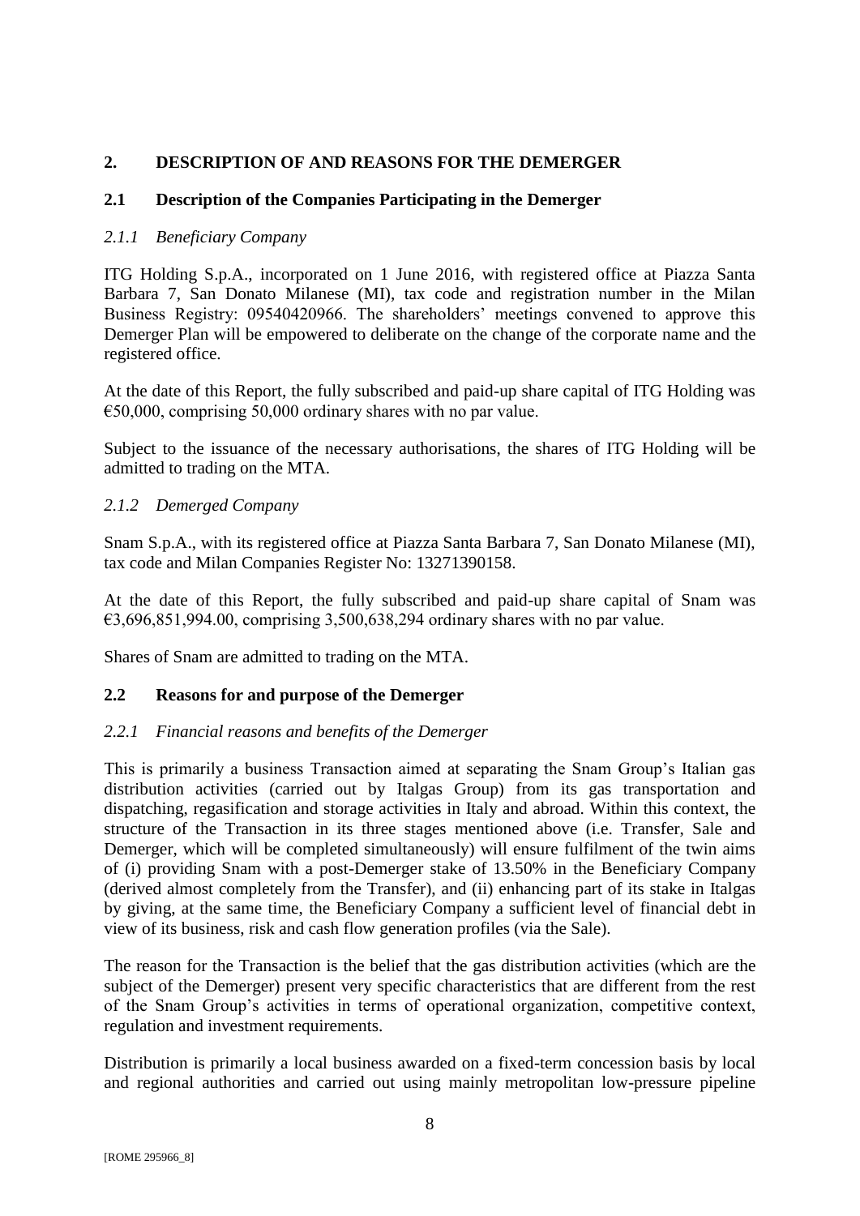## 2. DESCRIPTION OF AND REASONS FOR THE DEMERGER

### 2.1 Description of the Companies Participating in the Demerger

#### *2.1.1 Beneficiary Company*

ITG Holding S.p.A., incorporated on 1 June 2016, with registered office at Piazza Santa Barbara 7, San Donato Milanese (MI), tax code and registration number in the Milan Business Registry: 09540420966. The shareholders' meetings convened to approve this Demerger Plan will be empowered to deliberate on the change of the corporate name and the registered office.

At the date of this Report, the fully subscribed and paid-up share capital of ITG Holding was €50,000, comprising 50,000 ordinary shares with no par value.

Subject to the issuance of the necessary authorisations, the shares of ITG Holding will be admitted to trading on the MTA.

#### *2.1.2 Demerged Company*

Snam S.p.A., with its registered office at Piazza Santa Barbara 7, San Donato Milanese (MI), tax code and Milan Companies Register No: 13271390158.

At the date of this Report, the fully subscribed and paid-up share capital of Snam was €3,696,851,994.00, comprising 3,500,638,294 ordinary shares with no par value.

Shares of Snam are admitted to trading on the MTA.

### 2.2 Reasons for and purpose of the Demerger

#### *2.2.1 Financial reasons and benefits of the Demerger*

This is primarily a business Transaction aimed at separating the Snam Group's Italian gas distribution activities (carried out by Italgas Group) from its gas transportation and dispatching, regasification and storage activities in Italy and abroad. Within this context, the structure of the Transaction in its three stages mentioned above (i.e. Transfer, Sale and Demerger, which will be completed simultaneously) will ensure fulfilment of the twin aims of (i) providing Snam with a post-Demerger stake of 13.50% in the Beneficiary Company (derived almost completely from the Transfer), and (ii) enhancing part of its stake in Italgas by giving, at the same time, the Beneficiary Company a sufficient level of financial debt in view of its business, risk and cash flow generation profiles (via the Sale).

The reason for the Transaction is the belief that the gas distribution activities (which are the subject of the Demerger) present very specific characteristics that are different from the rest of the Snam Group's activities in terms of operational organization, competitive context, regulation and investment requirements.

Distribution is primarily a local business awarded on a fixed-term concession basis by local and regional authorities and carried out using mainly metropolitan low-pressure pipeline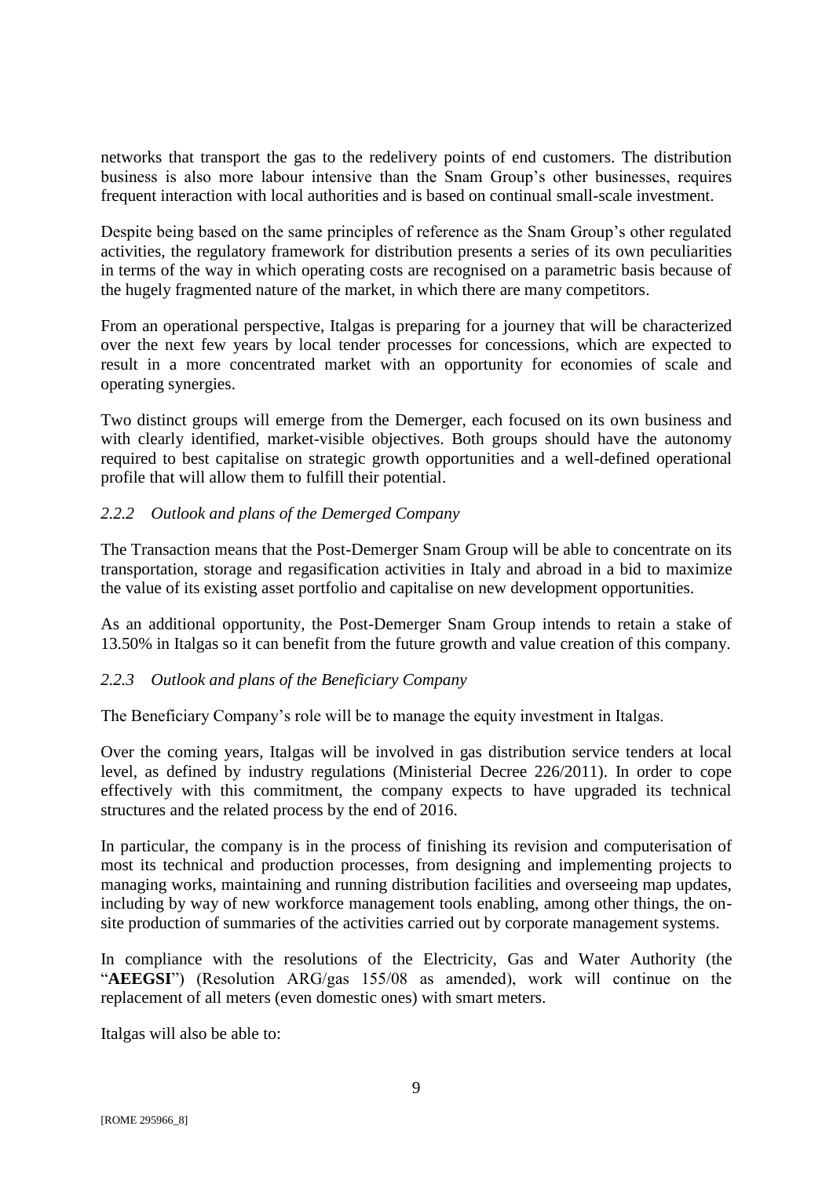networks that transport the gas to the redelivery points of end customers. The distribution business is also more labour intensive than the Snam Group's other businesses, requires frequent interaction with local authorities and is based on continual small-scale investment.

Despite being based on the same principles of reference as the Snam Group's other regulated activities, the regulatory framework for distribution presents a series of its own peculiarities in terms of the way in which operating costs are recognised on a parametric basis because of the hugely fragmented nature of the market, in which there are many competitors.

From an operational perspective, Italgas is preparing for a journey that will be characterized over the next few years by local tender processes for concessions, which are expected to result in a more concentrated market with an opportunity for economies of scale and operating synergies.

Two distinct groups will emerge from the Demerger, each focused on its own business and with clearly identified, market-visible objectives. Both groups should have the autonomy required to best capitalise on strategic growth opportunities and a well-defined operational profile that will allow them to fulfill their potential.

### *2.2.2 Outlook and plans of the Demerged Company*

The Transaction means that the Post-Demerger Snam Group will be able to concentrate on its transportation, storage and regasification activities in Italy and abroad in a bid to maximize the value of its existing asset portfolio and capitalise on new development opportunities.

As an additional opportunity, the Post-Demerger Snam Group intends to retain a stake of 13.50% in Italgas so it can benefit from the future growth and value creation of this company.

### *2.2.3 Outlook and plans of the Beneficiary Company*

The Beneficiary Company's role will be to manage the equity investment in Italgas.

Over the coming years, Italgas will be involved in gas distribution service tenders at local level, as defined by industry regulations (Ministerial Decree 226/2011). In order to cope effectively with this commitment, the company expects to have upgraded its technical structures and the related process by the end of 2016.

In particular, the company is in the process of finishing its revision and computerisation of most its technical and production processes, from designing and implementing projects to managing works, maintaining and running distribution facilities and overseeing map updates, including by way of new workforce management tools enabling, among other things, the on-site production of summaries of the activities carried out by corporate management systems.

In compliance with the resolutions of the Electricity, Gas and Water Authority (the "**AEEGSI**") (Resolution ARG/gas 155/08 as amended), work will continue on the replacement of all meters (even domestic ones) with smart meters.

Italgas will also be able to: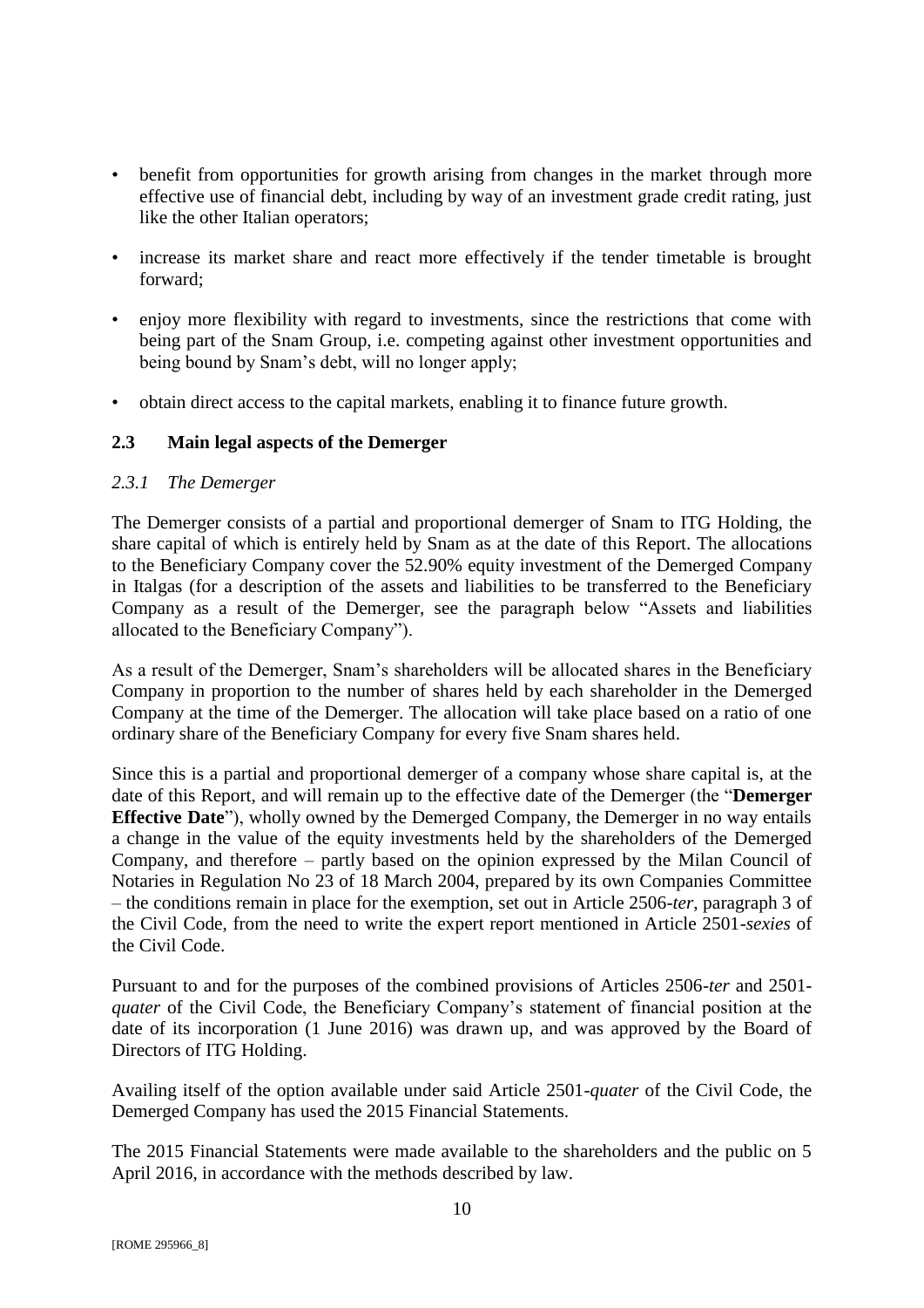- benefit from opportunities for growth arising from changes in the market through more effective use of financial debt, including by way of an investment grade credit rating, just like the other Italian operators;
- increase its market share and react more effectively if the tender timetable is brought forward;
- enjoy more flexibility with regard to investments, since the restrictions that come with being part of the Snam Group, i.e. competing against other investment opportunities and being bound by Snam's debt, will no longer apply;
- obtain direct access to the capital markets, enabling it to finance future growth.

## 2.3 Main legal aspects of the Demerger

### *2.3.1 The Demerger*

The Demerger consists of a partial and proportional demerger of Snam to ITG Holding, the share capital of which is entirely held by Snam as at the date of this Report. The allocations to the Beneficiary Company cover the 52.90% equity investment of the Demerged Company in Italgas (for a description of the assets and liabilities to be transferred to the Beneficiary Company as a result of the Demerger, see the paragraph below "Assets and liabilities allocated to the Beneficiary Company").

As a result of the Demerger, Snam's shareholders will be allocated shares in the Beneficiary Company in proportion to the number of shares held by each shareholder in the Demerged Company at the time of the Demerger. The allocation will take place based on a ratio of one ordinary share of the Beneficiary Company for every five Snam shares held.

Since this is a partial and proportional demerger of a company whose share capital is, at the date of this Report, and will remain up to the effective date of the Demerger (the "**Demerger Effective Date**"), wholly owned by the Demerged Company, the Demerger in no way entails a change in the value of the equity investments held by the shareholders of the Demerged Company, and therefore – partly based on the opinion expressed by the Milan Council of Notaries in Regulation No 23 of 18 March 2004, prepared by its own Companies Committee – the conditions remain in place for the exemption, set out in Article 2506-*ter*, paragraph 3 of the Civil Code, from the need to write the expert report mentioned in Article 2501-*sexies* of the Civil Code.

Pursuant to and for the purposes of the combined provisions of Articles 2506-*ter* and 2501-*quater* of the Civil Code, the Beneficiary Company's statement of financial position at the date of its incorporation (1 June 2016) was drawn up, and was approved by the Board of Directors of ITG Holding.

Availing itself of the option available under said Article 2501-*quater* of the Civil Code, the Demerged Company has used the 2015 Financial Statements.

The 2015 Financial Statements were made available to the shareholders and the public on 5 April 2016, in accordance with the methods described by law.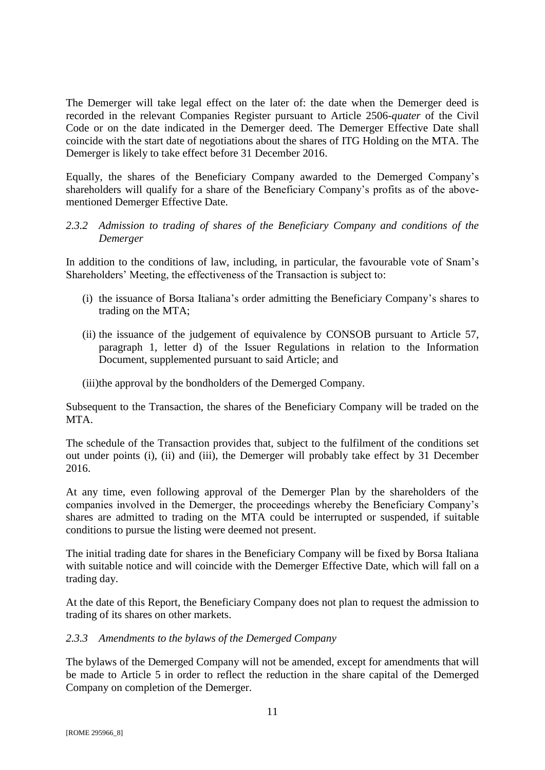The Demerger will take legal effect on the later of: the date when the Demerger deed is recorded in the relevant Companies Register pursuant to Article 2506-*quater* of the Civil Code or on the date indicated in the Demerger deed. The Demerger Effective Date shall coincide with the start date of negotiations about the shares of ITG Holding on the MTA. The Demerger is likely to take effect before 31 December 2016.

Equally, the shares of the Beneficiary Company awarded to the Demerged Company's shareholders will qualify for a share of the Beneficiary Company's profits as of the above-mentioned Demerger Effective Date.

### *2.3.2 Admission to trading of shares of the Beneficiary Company and conditions of the Demerger*

In addition to the conditions of law, including, in particular, the favourable vote of Snam's Shareholders' Meeting, the effectiveness of the Transaction is subject to:

(i) the issuance of Borsa Italiana's order admitting the Beneficiary Company's shares to trading on the MTA;

(ii) the issuance of the judgement of equivalence by CONSOB pursuant to Article 57, paragraph 1, letter d) of the Issuer Regulations in relation to the Information Document, supplemented pursuant to said Article; and

(iii) the approval by the bondholders of the Demerged Company.

Subsequent to the Transaction, the shares of the Beneficiary Company will be traded on the MTA.

The schedule of the Transaction provides that, subject to the fulfilment of the conditions set out under points (i), (ii) and (iii), the Demerger will probably take effect by 31 December 2016.

At any time, even following approval of the Demerger Plan by the shareholders of the companies involved in the Demerger, the proceedings whereby the Beneficiary Company's shares are admitted to trading on the MTA could be interrupted or suspended, if suitable conditions to pursue the listing were deemed not present.

The initial trading date for shares in the Beneficiary Company will be fixed by Borsa Italiana with suitable notice and will coincide with the Demerger Effective Date, which will fall on a trading day.

At the date of this Report, the Beneficiary Company does not plan to request the admission to trading of its shares on other markets.

### *2.3.3 Amendments to the bylaws of the Demerged Company*

The bylaws of the Demerged Company will not be amended, except for amendments that will be made to Article 5 in order to reflect the reduction in the share capital of the Demerged Company on completion of the Demerger.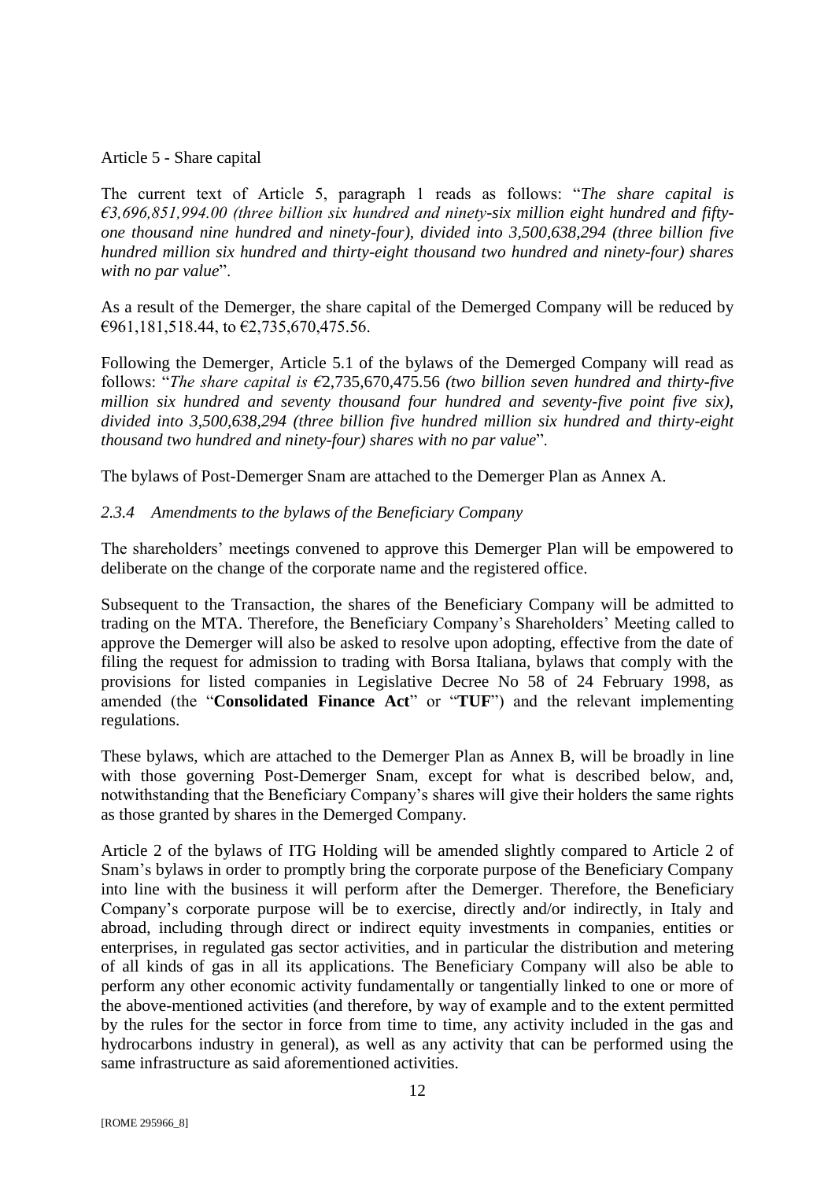Article 5 - Share capital

The current text of Article 5, paragraph 1 reads as follows: "*The share capital is €3,696,851,994.00 (three billion six hundred and ninety-six million eight hundred and fifty-one thousand nine hundred and ninety-four), divided into 3,500,638,294 (three billion five hundred million six hundred and thirty-eight thousand two hundred and ninety-four) shares with no par value*".

As a result of the Demerger, the share capital of the Demerged Company will be reduced by €961,181,518.44, to €2,735,670,475.56.

Following the Demerger, Article 5.1 of the bylaws of the Demerged Company will read as follows: "*The share capital is €*2,735,670,475.56 *(two billion seven hundred and thirty-five million six hundred and seventy thousand four hundred and seventy-five point five six), divided into 3,500,638,294 (three billion five hundred million six hundred and thirty-eight thousand two hundred and ninety-four) shares with no par value*".

The bylaws of Post-Demerger Snam are attached to the Demerger Plan as Annex A.

### *2.3.4 Amendments to the bylaws of the Beneficiary Company*

The shareholders' meetings convened to approve this Demerger Plan will be empowered to deliberate on the change of the corporate name and the registered office.

Subsequent to the Transaction, the shares of the Beneficiary Company will be admitted to trading on the MTA. Therefore, the Beneficiary Company's Shareholders' Meeting called to approve the Demerger will also be asked to resolve upon adopting, effective from the date of filing the request for admission to trading with Borsa Italiana, bylaws that comply with the provisions for listed companies in Legislative Decree No 58 of 24 February 1998, as amended (the "**Consolidated Finance Act**" or "**TUF**") and the relevant implementing regulations.

These bylaws, which are attached to the Demerger Plan as Annex B, will be broadly in line with those governing Post-Demerger Snam, except for what is described below, and, notwithstanding that the Beneficiary Company's shares will give their holders the same rights as those granted by shares in the Demerged Company.

Article 2 of the bylaws of ITG Holding will be amended slightly compared to Article 2 of Snam's bylaws in order to promptly bring the corporate purpose of the Beneficiary Company into line with the business it will perform after the Demerger. Therefore, the Beneficiary Company's corporate purpose will be to exercise, directly and/or indirectly, in Italy and abroad, including through direct or indirect equity investments in companies, entities or enterprises, in regulated gas sector activities, and in particular the distribution and metering of all kinds of gas in all its applications. The Beneficiary Company will also be able to perform any other economic activity fundamentally or tangentially linked to one or more of the above-mentioned activities (and therefore, by way of example and to the extent permitted by the rules for the sector in force from time to time, any activity included in the gas and hydrocarbons industry in general), as well as any activity that can be performed using the same infrastructure as said aforementioned activities.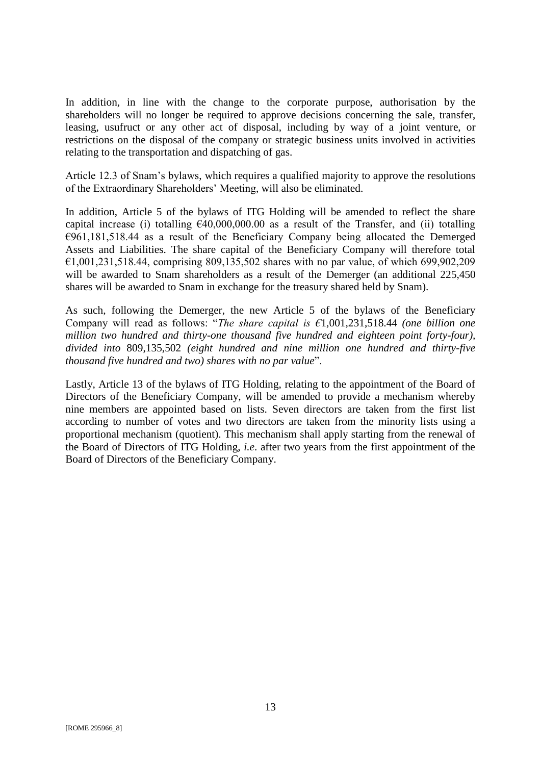In addition, in line with the change to the corporate purpose, authorisation by the shareholders will no longer be required to approve decisions concerning the sale, transfer, leasing, usufruct or any other act of disposal, including by way of a joint venture, or restrictions on the disposal of the company or strategic business units involved in activities relating to the transportation and dispatching of gas.

Article 12.3 of Snam's bylaws, which requires a qualified majority to approve the resolutions of the Extraordinary Shareholders' Meeting, will also be eliminated.

In addition, Article 5 of the bylaws of ITG Holding will be amended to reflect the share capital increase (i) totalling €40,000,000.00 as a result of the Transfer, and (ii) totalling €961,181,518.44 as a result of the Beneficiary Company being allocated the Demerged Assets and Liabilities. The share capital of the Beneficiary Company will therefore total €1,001,231,518.44, comprising 809,135,502 shares with no par value, of which 699,902,209 will be awarded to Snam shareholders as a result of the Demerger (an additional 225,450 shares will be awarded to Snam in exchange for the treasury shared held by Snam).

As such, following the Demerger, the new Article 5 of the bylaws of the Beneficiary Company will read as follows: "*The share capital is €*1,001,231,518.44 *(one billion one million two hundred and thirty-one thousand five hundred and eighteen point forty-four), divided into* 809,135,502 *(eight hundred and nine million one hundred and thirty-five thousand five hundred and two) shares with no par value*".

Lastly, Article 13 of the bylaws of ITG Holding, relating to the appointment of the Board of Directors of the Beneficiary Company, will be amended to provide a mechanism whereby nine members are appointed based on lists. Seven directors are taken from the first list according to number of votes and two directors are taken from the minority lists using a proportional mechanism (quotient). This mechanism shall apply starting from the renewal of the Board of Directors of ITG Holding, *i.e*. after two years from the first appointment of the Board of Directors of the Beneficiary Company.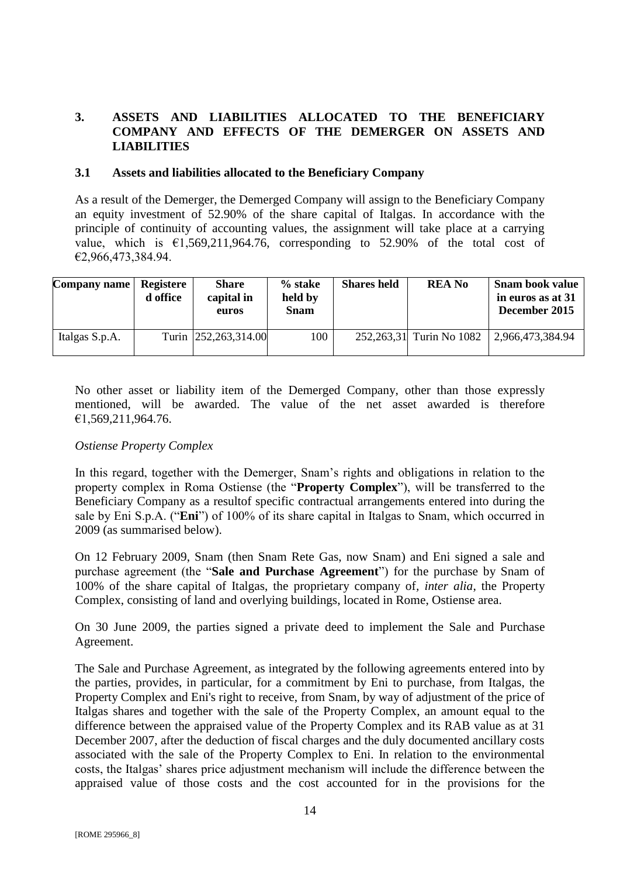## 3. ASSETS AND LIABILITIES ALLOCATED TO THE BENEFICIARY COMPANY AND EFFECTS OF THE DEMERGER ON ASSETS AND LIABILITIES

### 3.1 Assets and liabilities allocated to the Beneficiary Company

As a result of the Demerger, the Demerged Company will assign to the Beneficiary Company an equity investment of 52.90% of the share capital of Italgas. In accordance with the principle of continuity of accounting values, the assignment will take place at a carrying value, which is €1,569,211,964.76, corresponding to 52.90% of the total cost of €2,966,473,384.94.

| Company name | Registered office | Share capital in euros | % stake held by Snam | Shares held | REA No | Snam book value in euros as at 31 December 2015 |
|---|---|---|---|---|---|---|
| Italgas S.p.A. | Turin | 252,263,314.00 | 100 | 252,263,31 | Turin No 1082 | 2,966,473,384.94 |

No other asset or liability item of the Demerged Company, other than those expressly mentioned, will be awarded. The value of the net asset awarded is therefore €1,569,211,964.76.

*Ostiense Property Complex*

In this regard, together with the Demerger, Snam's rights and obligations in relation to the property complex in Roma Ostiense (the "**Property Complex**"), will be transferred to the Beneficiary Company as a resultof specific contractual arrangements entered into during the sale by Eni S.p.A. ("**Eni**") of 100% of its share capital in Italgas to Snam, which occurred in 2009 (as summarised below).

On 12 February 2009, Snam (then Snam Rete Gas, now Snam) and Eni signed a sale and purchase agreement (the "**Sale and Purchase Agreement**") for the purchase by Snam of 100% of the share capital of Italgas, the proprietary company of, *inter alia*, the Property Complex, consisting of land and overlying buildings, located in Rome, Ostiense area.

On 30 June 2009, the parties signed a private deed to implement the Sale and Purchase Agreement.

The Sale and Purchase Agreement, as integrated by the following agreements entered into by the parties, provides, in particular, for a commitment by Eni to purchase, from Italgas, the Property Complex and Eni's right to receive, from Snam, by way of adjustment of the price of Italgas shares and together with the sale of the Property Complex, an amount equal to the difference between the appraised value of the Property Complex and its RAB value as at 31 December 2007, after the deduction of fiscal charges and the duly documented ancillary costs associated with the sale of the Property Complex to Eni. In relation to the environmental costs, the Italgas' shares price adjustment mechanism will include the difference between the appraised value of those costs and the cost accounted for in the provisions for the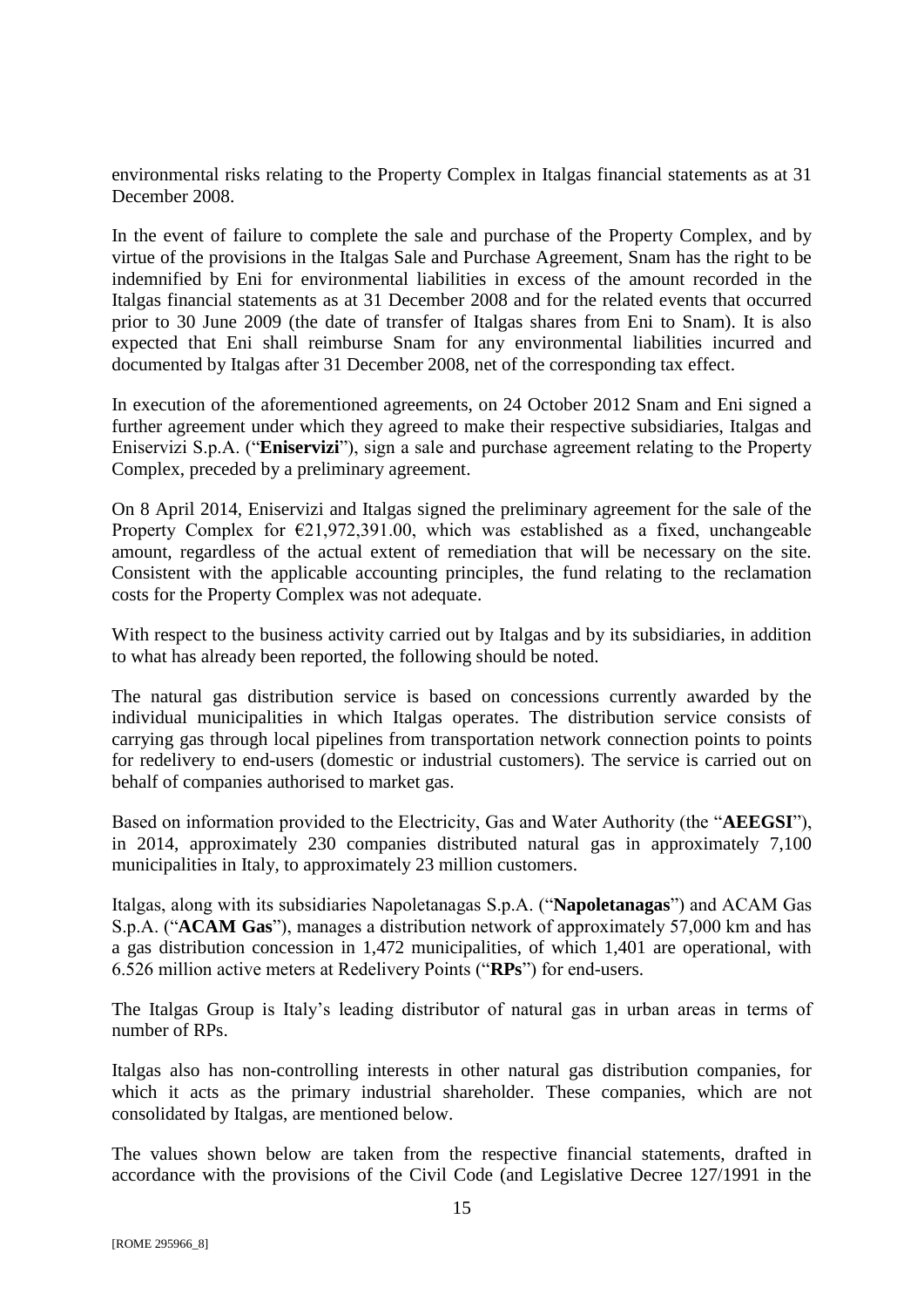environmental risks relating to the Property Complex in Italgas financial statements as at 31 December 2008.

In the event of failure to complete the sale and purchase of the Property Complex, and by virtue of the provisions in the Italgas Sale and Purchase Agreement, Snam has the right to be indemnified by Eni for environmental liabilities in excess of the amount recorded in the Italgas financial statements as at 31 December 2008 and for the related events that occurred prior to 30 June 2009 (the date of transfer of Italgas shares from Eni to Snam). It is also expected that Eni shall reimburse Snam for any environmental liabilities incurred and documented by Italgas after 31 December 2008, net of the corresponding tax effect.

In execution of the aforementioned agreements, on 24 October 2012 Snam and Eni signed a further agreement under which they agreed to make their respective subsidiaries, Italgas and Eniservizi S.p.A. ("**Eniservizi**"), sign a sale and purchase agreement relating to the Property Complex, preceded by a preliminary agreement.

On 8 April 2014, Eniservizi and Italgas signed the preliminary agreement for the sale of the Property Complex for €21,972,391.00, which was established as a fixed, unchangeable amount, regardless of the actual extent of remediation that will be necessary on the site. Consistent with the applicable accounting principles, the fund relating to the reclamation costs for the Property Complex was not adequate.

With respect to the business activity carried out by Italgas and by its subsidiaries, in addition to what has already been reported, the following should be noted.

The natural gas distribution service is based on concessions currently awarded by the individual municipalities in which Italgas operates. The distribution service consists of carrying gas through local pipelines from transportation network connection points to points for redelivery to end-users (domestic or industrial customers). The service is carried out on behalf of companies authorised to market gas.

Based on information provided to the Electricity, Gas and Water Authority (the "**AEEGSI**"), in 2014, approximately 230 companies distributed natural gas in approximately 7,100 municipalities in Italy, to approximately 23 million customers.

Italgas, along with its subsidiaries Napoletanagas S.p.A. ("**Napoletanagas**") and ACAM Gas S.p.A. ("**ACAM Gas**"), manages a distribution network of approximately 57,000 km and has a gas distribution concession in 1,472 municipalities, of which 1,401 are operational, with 6.526 million active meters at Redelivery Points ("**RPs**") for end-users.

The Italgas Group is Italy's leading distributor of natural gas in urban areas in terms of number of RPs.

Italgas also has non-controlling interests in other natural gas distribution companies, for which it acts as the primary industrial shareholder. These companies, which are not consolidated by Italgas, are mentioned below.

The values shown below are taken from the respective financial statements, drafted in accordance with the provisions of the Civil Code (and Legislative Decree 127/1991 in the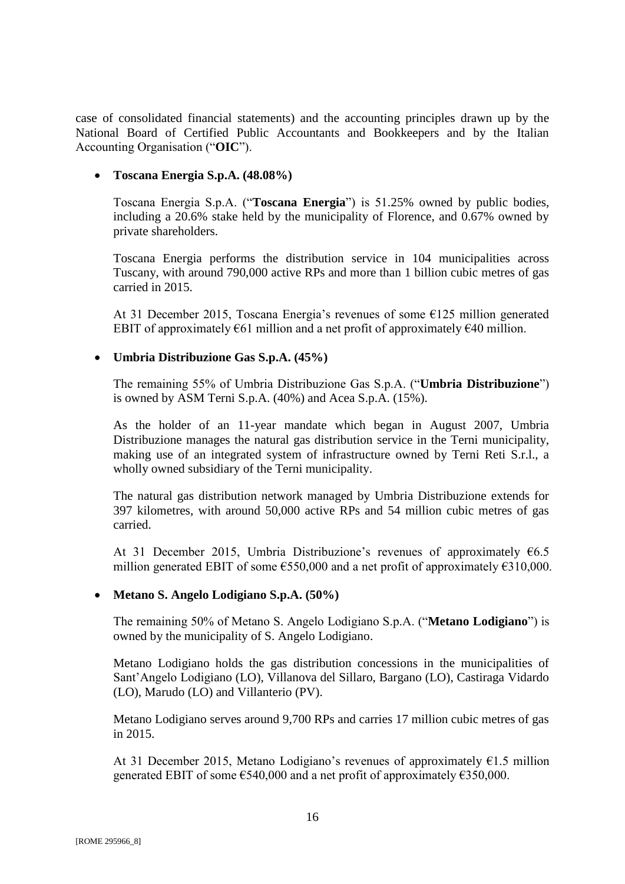case of consolidated financial statements) and the accounting principles drawn up by the National Board of Certified Public Accountants and Bookkeepers and by the Italian Accounting Organisation ("**OIC**").

- **Toscana Energia S.p.A. (48.08%)**

  Toscana Energia S.p.A. ("**Toscana Energia**") is 51.25% owned by public bodies, including a 20.6% stake held by the municipality of Florence, and 0.67% owned by private shareholders.

  Toscana Energia performs the distribution service in 104 municipalities across Tuscany, with around 790,000 active RPs and more than 1 billion cubic metres of gas carried in 2015.

  At 31 December 2015, Toscana Energia's revenues of some €125 million generated EBIT of approximately €61 million and a net profit of approximately €40 million.

- **Umbria Distribuzione Gas S.p.A. (45%)**

  The remaining 55% of Umbria Distribuzione Gas S.p.A. ("**Umbria Distribuzione**") is owned by ASM Terni S.p.A. (40%) and Acea S.p.A. (15%).

  As the holder of an 11-year mandate which began in August 2007, Umbria Distribuzione manages the natural gas distribution service in the Terni municipality, making use of an integrated system of infrastructure owned by Terni Reti S.r.l., a wholly owned subsidiary of the Terni municipality.

  The natural gas distribution network managed by Umbria Distribuzione extends for 397 kilometres, with around 50,000 active RPs and 54 million cubic metres of gas carried.

  At 31 December 2015, Umbria Distribuzione's revenues of approximately €6.5 million generated EBIT of some €550,000 and a net profit of approximately €310,000.

- **Metano S. Angelo Lodigiano S.p.A. (50%)**

  The remaining 50% of Metano S. Angelo Lodigiano S.p.A. ("**Metano Lodigiano**") is owned by the municipality of S. Angelo Lodigiano.

  Metano Lodigiano holds the gas distribution concessions in the municipalities of Sant'Angelo Lodigiano (LO), Villanova del Sillaro, Bargano (LO), Castiraga Vidardo (LO), Marudo (LO) and Villanterio (PV).

  Metano Lodigiano serves around 9,700 RPs and carries 17 million cubic metres of gas in 2015.

  At 31 December 2015, Metano Lodigiano's revenues of approximately €1.5 million generated EBIT of some €540,000 and a net profit of approximately €350,000.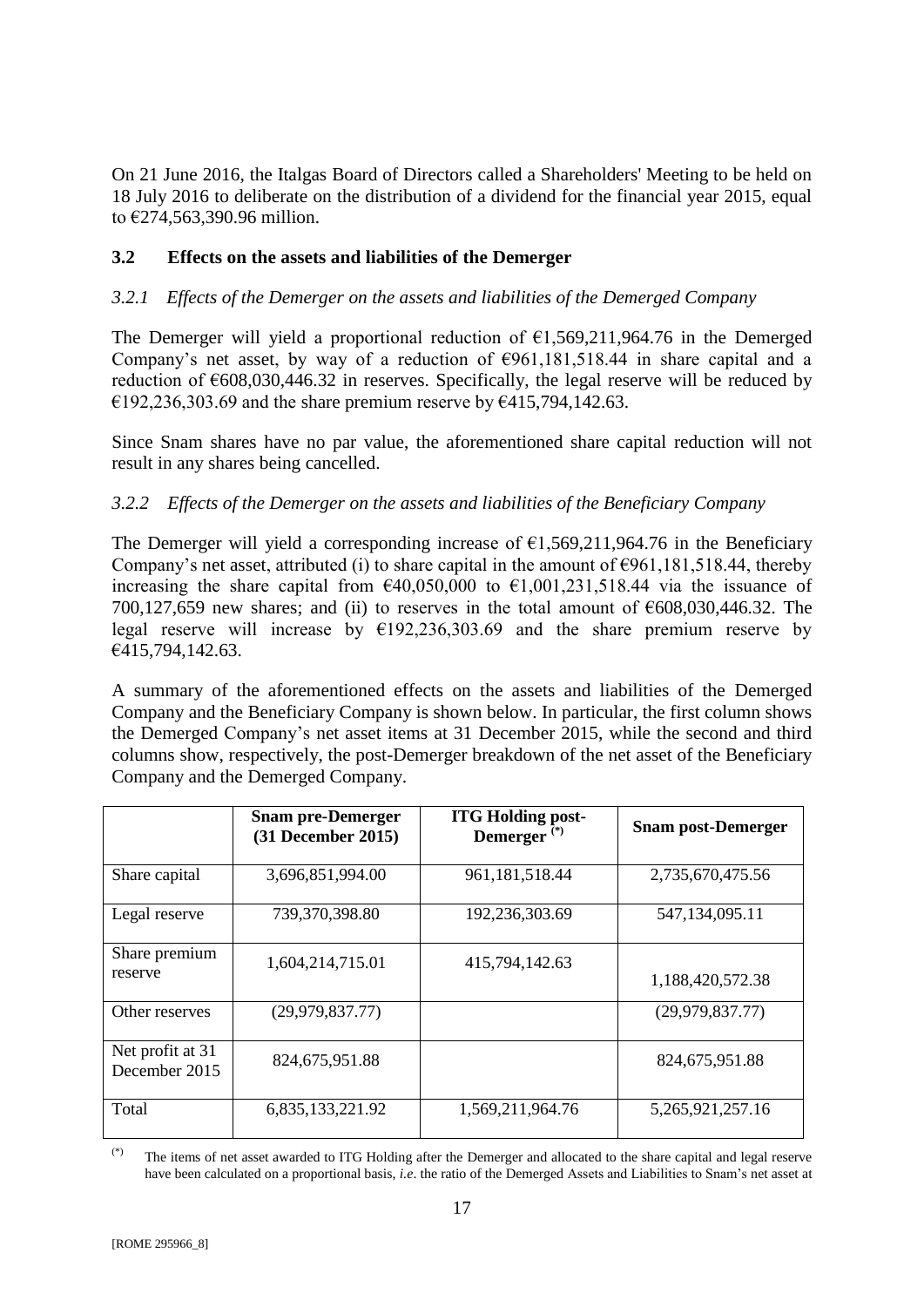On 21 June 2016, the Italgas Board of Directors called a Shareholders' Meeting to be held on 18 July 2016 to deliberate on the distribution of a dividend for the financial year 2015, equal to €274,563,390.96 million.

### 3.2 Effects on the assets and liabilities of the Demerger

*3.2.1 Effects of the Demerger on the assets and liabilities of the Demerged Company*

The Demerger will yield a proportional reduction of €1,569,211,964.76 in the Demerged Company's net asset, by way of a reduction of €961,181,518.44 in share capital and a reduction of €608,030,446.32 in reserves. Specifically, the legal reserve will be reduced by €192,236,303.69 and the share premium reserve by €415,794,142.63.

Since Snam shares have no par value, the aforementioned share capital reduction will not result in any shares being cancelled.

*3.2.2 Effects of the Demerger on the assets and liabilities of the Beneficiary Company*

The Demerger will yield a corresponding increase of €1,569,211,964.76 in the Beneficiary Company's net asset, attributed (i) to share capital in the amount of €961,181,518.44, thereby increasing the share capital from €40,050,000 to €1,001,231,518.44 via the issuance of 700,127,659 new shares; and (ii) to reserves in the total amount of €608,030,446.32. The legal reserve will increase by €192,236,303.69 and the share premium reserve by €415,794,142.63.

A summary of the aforementioned effects on the assets and liabilities of the Demerged Company and the Beneficiary Company is shown below. In particular, the first column shows the Demerged Company's net asset items at 31 December 2015, while the second and third columns show, respectively, the post-Demerger breakdown of the net asset of the Beneficiary Company and the Demerged Company.

| | **Snam pre-Demerger (31 December 2015)** | **ITG Holding post-Demerger (*)** | **Snam post-Demerger** |
|---|---|---|---|
| Share capital | 3,696,851,994.00 | 961,181,518.44 | 2,735,670,475.56 |
| Legal reserve | 739,370,398.80 | 192,236,303.69 | 547,134,095.11 |
| Share premium reserve | 1,604,214,715.01 | 415,794,142.63 | 1,188,420,572.38 |
| Other reserves | (29,979,837.77) | | (29,979,837.77) |
| Net profit at 31 December 2015 | 824,675,951.88 | | 824,675,951.88 |
| Total | 6,835,133,221.92 | 1,569,211,964.76 | 5,265,921,257.16 |

(*) The items of net asset awarded to ITG Holding after the Demerger and allocated to the share capital and legal reserve have been calculated on a proportional basis, *i.e*. the ratio of the Demerged Assets and Liabilities to Snam's net asset at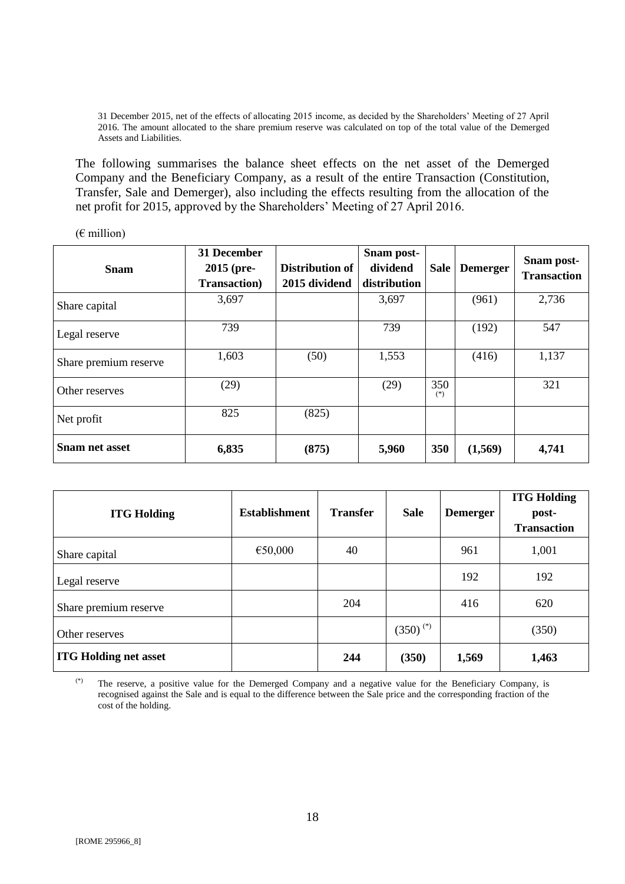31 December 2015, net of the effects of allocating 2015 income, as decided by the Shareholders' Meeting of 27 April 2016. The amount allocated to the share premium reserve was calculated on top of the total value of the Demerged Assets and Liabilities.

The following summarises the balance sheet effects on the net asset of the Demerged Company and the Beneficiary Company, as a result of the entire Transaction (Constitution, Transfer, Sale and Demerger), also including the effects resulting from the allocation of the net profit for 2015, approved by the Shareholders' Meeting of 27 April 2016.

(€ million)

| Snam | 31 December 2015 (pre-Transaction) | Distribution of 2015 dividend | Snam post-dividend distribution | Sale | Demerger | Snam post-Transaction |
|---|---|---|---|---|---|---|
| Share capital | 3,697 | | 3,697 | | (961) | 2,736 |
| Legal reserve | 739 | | 739 | | (192) | 547 |
| Share premium reserve | 1,603 | (50) | 1,553 | | (416) | 1,137 |
| Other reserves | (29) | | (29) | 350 (*) | | 321 |
| Net profit | 825 | (825) | | | | |
| **Snam net asset** | **6,835** | **(875)** | **5,960** | **350** | **(1,569)** | **4,741** |

| ITG Holding | Establishment | Transfer | Sale | Demerger | ITG Holding post-Transaction |
|---|---|---|---|---|---|
| Share capital | €50,000 | 40 | | 961 | 1,001 |
| Legal reserve | | | | 192 | 192 |
| Share premium reserve | | 204 | | 416 | 620 |
| Other reserves | | | (350) (*) | | (350) |
| **ITG Holding net asset** | | **244** | **(350)** | **1,569** | **1,463** |

(*) The reserve, a positive value for the Demerged Company and a negative value for the Beneficiary Company, is recognised against the Sale and is equal to the difference between the Sale price and the corresponding fraction of the cost of the holding.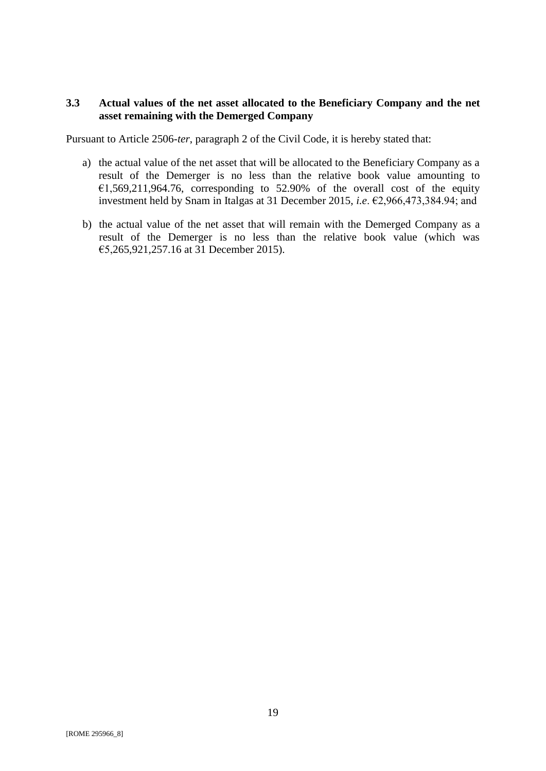### 3.3 Actual values of the net asset allocated to the Beneficiary Company and the net asset remaining with the Demerged Company

Pursuant to Article 2506-*ter*, paragraph 2 of the Civil Code, it is hereby stated that:

a) the actual value of the net asset that will be allocated to the Beneficiary Company as a result of the Demerger is no less than the relative book value amounting to €1,569,211,964.76, corresponding to 52.90% of the overall cost of the equity investment held by Snam in Italgas at 31 December 2015, *i.e*. €2,966,473,384.94; and

b) the actual value of the net asset that will remain with the Demerged Company as a result of the Demerger is no less than the relative book value (which was €5,265,921,257.16 at 31 December 2015).

[ROME 295966_8]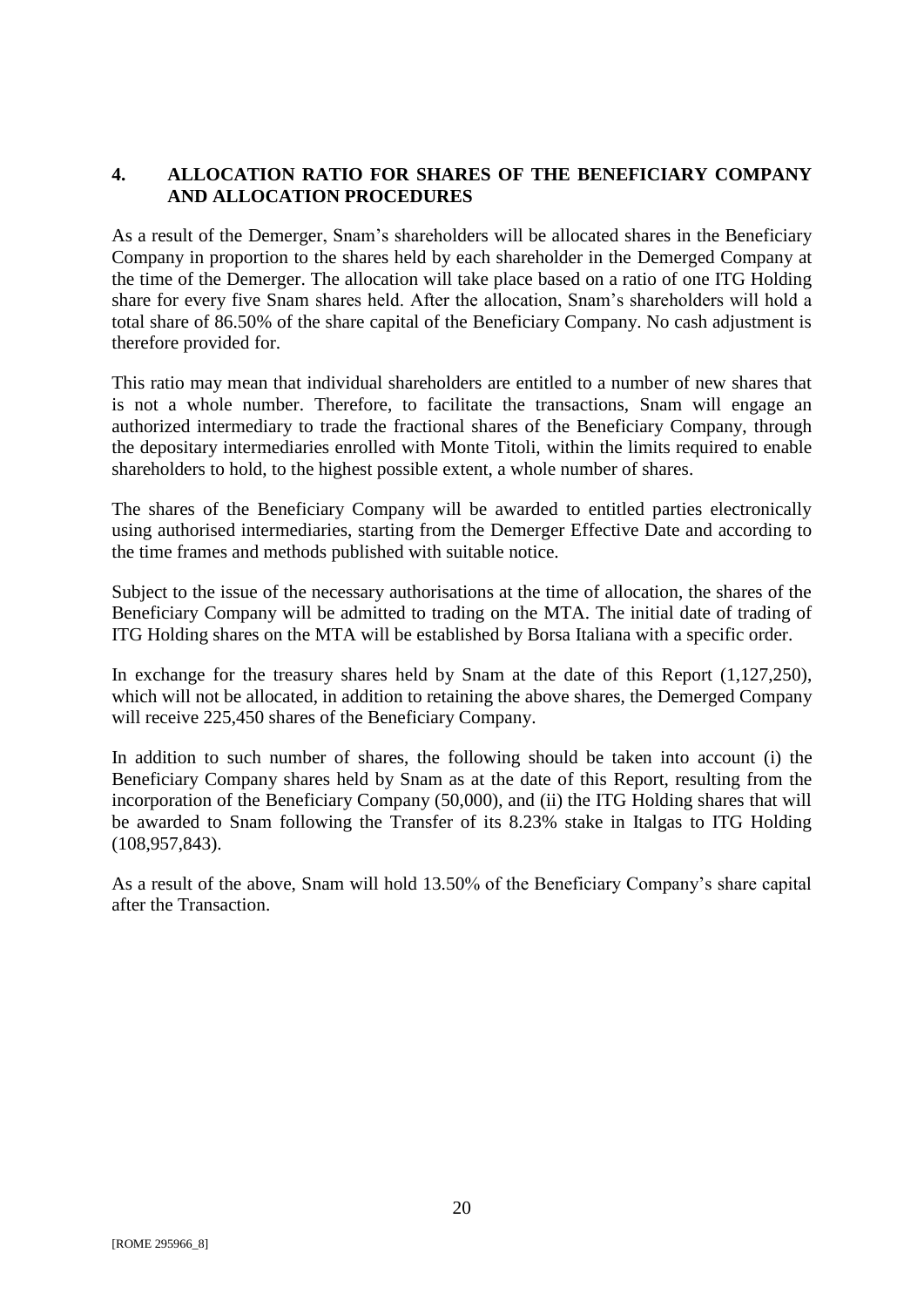## 4. ALLOCATION RATIO FOR SHARES OF THE BENEFICIARY COMPANY AND ALLOCATION PROCEDURES

As a result of the Demerger, Snam's shareholders will be allocated shares in the Beneficiary Company in proportion to the shares held by each shareholder in the Demerged Company at the time of the Demerger. The allocation will take place based on a ratio of one ITG Holding share for every five Snam shares held. After the allocation, Snam's shareholders will hold a total share of 86.50% of the share capital of the Beneficiary Company. No cash adjustment is therefore provided for.

This ratio may mean that individual shareholders are entitled to a number of new shares that is not a whole number. Therefore, to facilitate the transactions, Snam will engage an authorized intermediary to trade the fractional shares of the Beneficiary Company, through the depositary intermediaries enrolled with Monte Titoli, within the limits required to enable shareholders to hold, to the highest possible extent, a whole number of shares.

The shares of the Beneficiary Company will be awarded to entitled parties electronically using authorised intermediaries, starting from the Demerger Effective Date and according to the time frames and methods published with suitable notice.

Subject to the issue of the necessary authorisations at the time of allocation, the shares of the Beneficiary Company will be admitted to trading on the MTA. The initial date of trading of ITG Holding shares on the MTA will be established by Borsa Italiana with a specific order.

In exchange for the treasury shares held by Snam at the date of this Report (1,127,250), which will not be allocated, in addition to retaining the above shares, the Demerged Company will receive 225,450 shares of the Beneficiary Company.

In addition to such number of shares, the following should be taken into account (i) the Beneficiary Company shares held by Snam as at the date of this Report, resulting from the incorporation of the Beneficiary Company (50,000), and (ii) the ITG Holding shares that will be awarded to Snam following the Transfer of its 8.23% stake in Italgas to ITG Holding (108,957,843).

As a result of the above, Snam will hold 13.50% of the Beneficiary Company's share capital after the Transaction.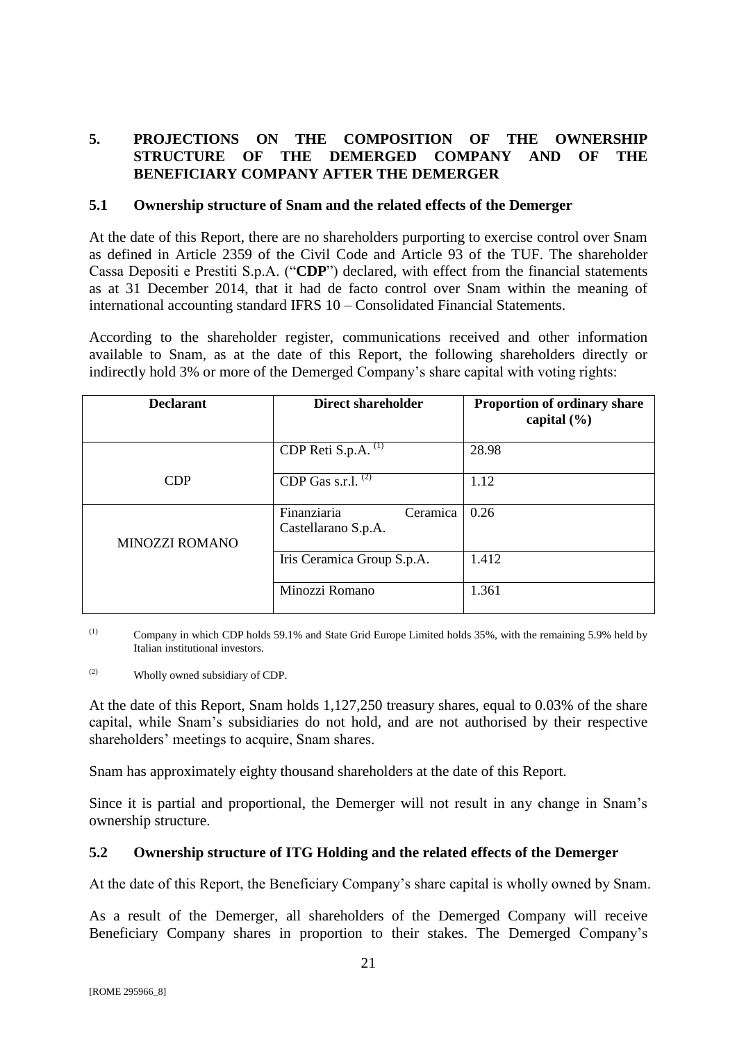## 5. PROJECTIONS ON THE COMPOSITION OF THE OWNERSHIP STRUCTURE OF THE DEMERGED COMPANY AND OF THE BENEFICIARY COMPANY AFTER THE DEMERGER

### 5.1 Ownership structure of Snam and the related effects of the Demerger

At the date of this Report, there are no shareholders purporting to exercise control over Snam as defined in Article 2359 of the Civil Code and Article 93 of the TUF. The shareholder Cassa Depositi e Prestiti S.p.A. ("**CDP**") declared, with effect from the financial statements as at 31 December 2014, that it had de facto control over Snam within the meaning of international accounting standard IFRS 10 – Consolidated Financial Statements.

According to the shareholder register, communications received and other information available to Snam, as at the date of this Report, the following shareholders directly or indirectly hold 3% or more of the Demerged Company's share capital with voting rights:

| Declarant | Direct shareholder | Proportion of ordinary share capital (%) |
|---|---|---|
| CDP | CDP Reti S.p.A. (1) | 28.98 |
| | CDP Gas s.r.l. (2) | 1.12 |
| MINOZZI ROMANO | Finanziaria Ceramica Castellarano S.p.A. | 0.26 |
| | Iris Ceramica Group S.p.A. | 1.412 |
| | Minozzi Romano | 1.361 |

(1) Company in which CDP holds 59.1% and State Grid Europe Limited holds 35%, with the remaining 5.9% held by Italian institutional investors.

(2) Wholly owned subsidiary of CDP.

At the date of this Report, Snam holds 1,127,250 treasury shares, equal to 0.03% of the share capital, while Snam's subsidiaries do not hold, and are not authorised by their respective shareholders' meetings to acquire, Snam shares.

Snam has approximately eighty thousand shareholders at the date of this Report.

Since it is partial and proportional, the Demerger will not result in any change in Snam's ownership structure.

### 5.2 Ownership structure of ITG Holding and the related effects of the Demerger

At the date of this Report, the Beneficiary Company's share capital is wholly owned by Snam.

As a result of the Demerger, all shareholders of the Demerged Company will receive Beneficiary Company shares in proportion to their stakes. The Demerged Company's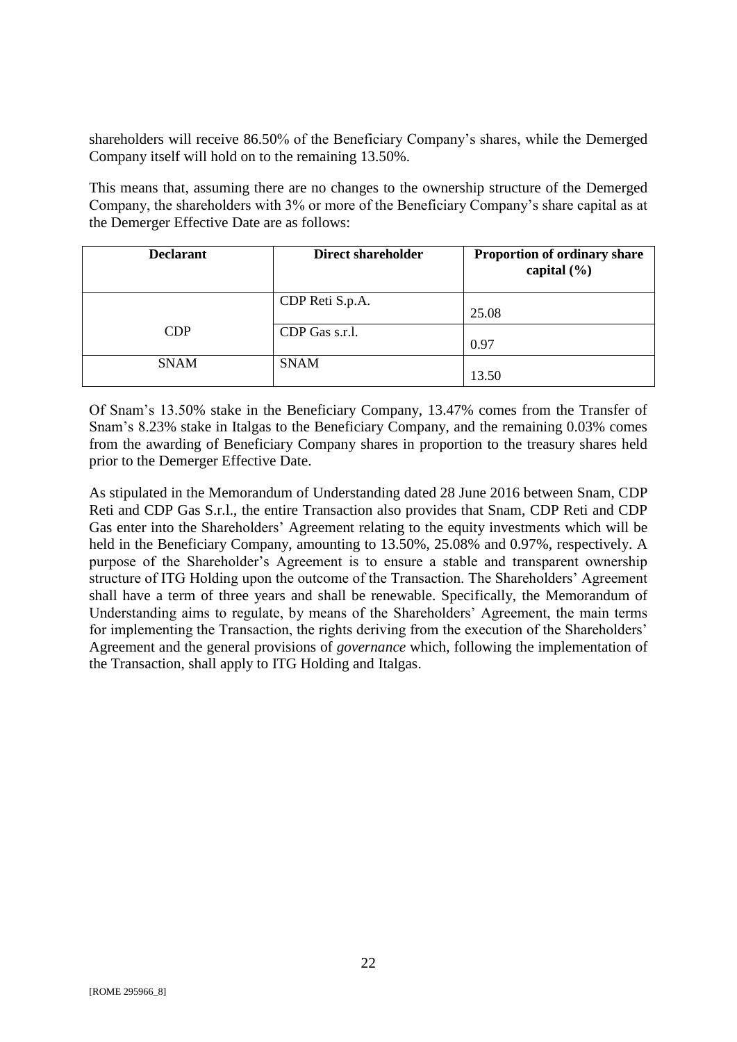shareholders will receive 86.50% of the Beneficiary Company's shares, while the Demerged Company itself will hold on to the remaining 13.50%.

This means that, assuming there are no changes to the ownership structure of the Demerged Company, the shareholders with 3% or more of the Beneficiary Company's share capital as at the Demerger Effective Date are as follows:

| Declarant | Direct shareholder | Proportion of ordinary share capital (%) |
|---|---|---|
| CDP | CDP Reti S.p.A. | 25.08 |
| | CDP Gas s.r.l. | 0.97 |
| SNAM | SNAM | 13.50 |

Of Snam's 13.50% stake in the Beneficiary Company, 13.47% comes from the Transfer of Snam's 8.23% stake in Italgas to the Beneficiary Company, and the remaining 0.03% comes from the awarding of Beneficiary Company shares in proportion to the treasury shares held prior to the Demerger Effective Date.

As stipulated in the Memorandum of Understanding dated 28 June 2016 between Snam, CDP Reti and CDP Gas S.r.l., the entire Transaction also provides that Snam, CDP Reti and CDP Gas enter into the Shareholders' Agreement relating to the equity investments which will be held in the Beneficiary Company, amounting to 13.50%, 25.08% and 0.97%, respectively. A purpose of the Shareholder's Agreement is to ensure a stable and transparent ownership structure of ITG Holding upon the outcome of the Transaction. The Shareholders' Agreement shall have a term of three years and shall be renewable. Specifically, the Memorandum of Understanding aims to regulate, by means of the Shareholders' Agreement, the main terms for implementing the Transaction, the rights deriving from the execution of the Shareholders' Agreement and the general provisions of *governance* which, following the implementation of the Transaction, shall apply to ITG Holding and Italgas.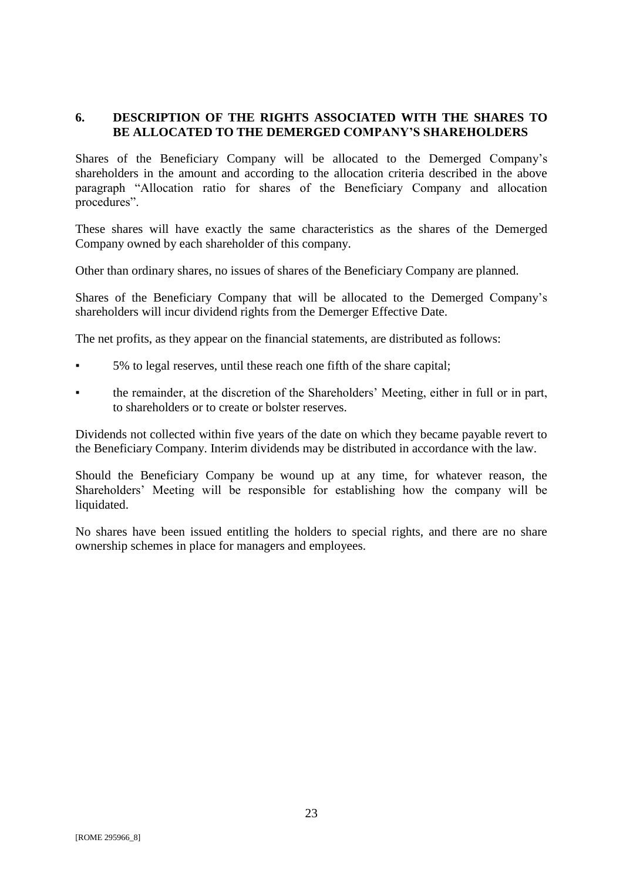## 6. DESCRIPTION OF THE RIGHTS ASSOCIATED WITH THE SHARES TO BE ALLOCATED TO THE DEMERGED COMPANY'S SHAREHOLDERS

Shares of the Beneficiary Company will be allocated to the Demerged Company's shareholders in the amount and according to the allocation criteria described in the above paragraph "Allocation ratio for shares of the Beneficiary Company and allocation procedures".

These shares will have exactly the same characteristics as the shares of the Demerged Company owned by each shareholder of this company.

Other than ordinary shares, no issues of shares of the Beneficiary Company are planned.

Shares of the Beneficiary Company that will be allocated to the Demerged Company's shareholders will incur dividend rights from the Demerger Effective Date.

The net profits, as they appear on the financial statements, are distributed as follows:

- 5% to legal reserves, until these reach one fifth of the share capital;
- the remainder, at the discretion of the Shareholders' Meeting, either in full or in part, to shareholders or to create or bolster reserves.

Dividends not collected within five years of the date on which they became payable revert to the Beneficiary Company. Interim dividends may be distributed in accordance with the law.

Should the Beneficiary Company be wound up at any time, for whatever reason, the Shareholders' Meeting will be responsible for establishing how the company will be liquidated.

No shares have been issued entitling the holders to special rights, and there are no share ownership schemes in place for managers and employees.

[ROME 295966_8]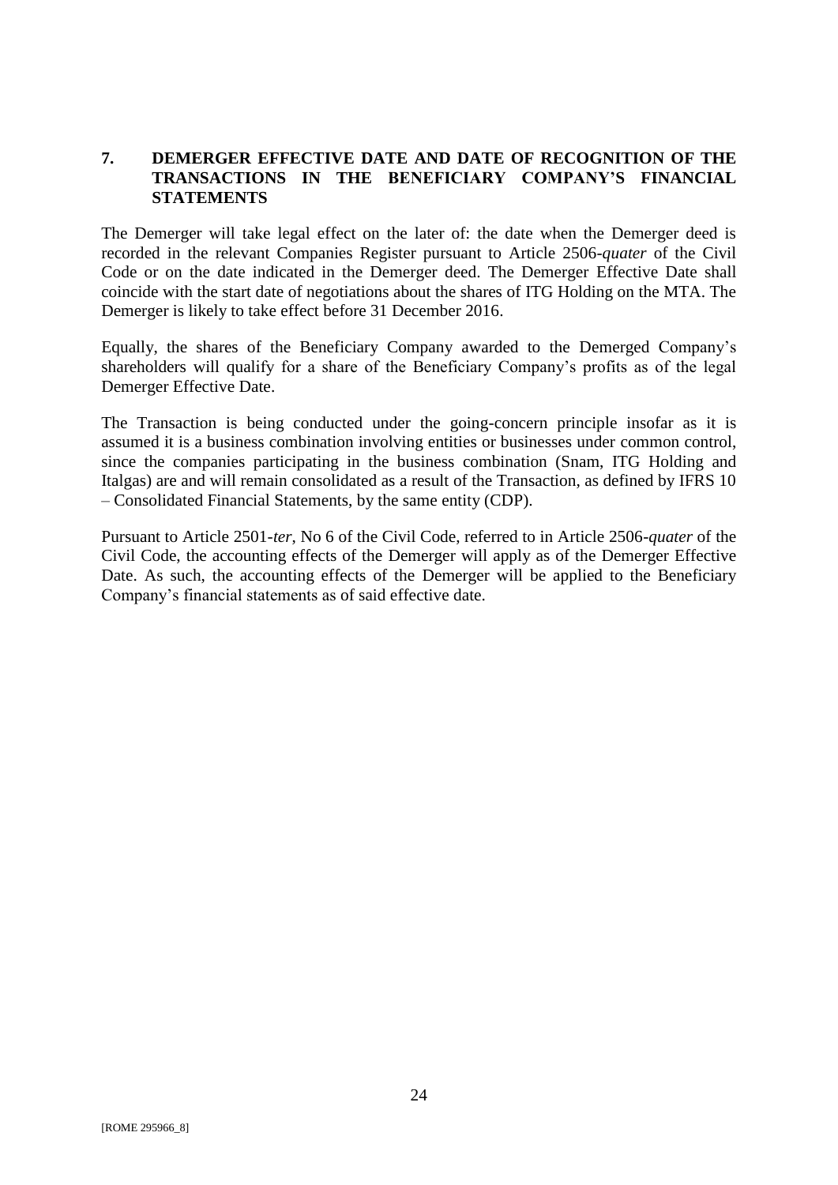## 7. DEMERGER EFFECTIVE DATE AND DATE OF RECOGNITION OF THE TRANSACTIONS IN THE BENEFICIARY COMPANY'S FINANCIAL STATEMENTS

The Demerger will take legal effect on the later of: the date when the Demerger deed is recorded in the relevant Companies Register pursuant to Article 2506-*quater* of the Civil Code or on the date indicated in the Demerger deed. The Demerger Effective Date shall coincide with the start date of negotiations about the shares of ITG Holding on the MTA. The Demerger is likely to take effect before 31 December 2016.

Equally, the shares of the Beneficiary Company awarded to the Demerged Company's shareholders will qualify for a share of the Beneficiary Company's profits as of the legal Demerger Effective Date.

The Transaction is being conducted under the going-concern principle insofar as it is assumed it is a business combination involving entities or businesses under common control, since the companies participating in the business combination (Snam, ITG Holding and Italgas) are and will remain consolidated as a result of the Transaction, as defined by IFRS 10 – Consolidated Financial Statements, by the same entity (CDP).

Pursuant to Article 2501-*ter*, No 6 of the Civil Code, referred to in Article 2506-*quater* of the Civil Code, the accounting effects of the Demerger will apply as of the Demerger Effective Date. As such, the accounting effects of the Demerger will be applied to the Beneficiary Company's financial statements as of said effective date.

[ROME 295966_8]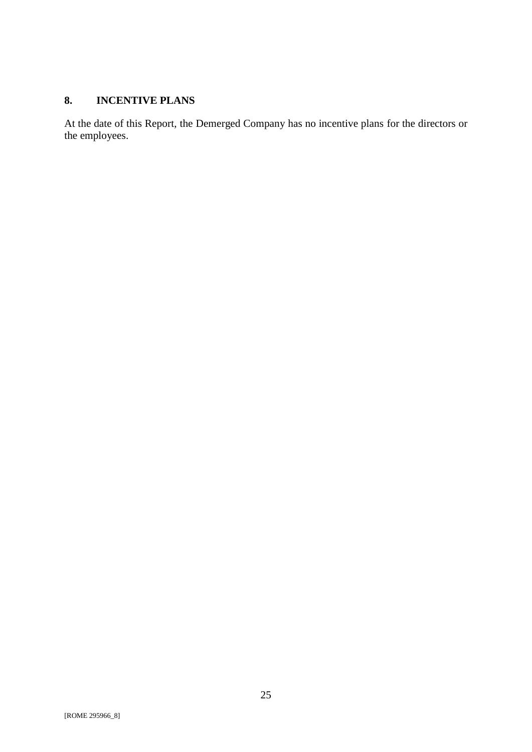## 8. INCENTIVE PLANS

At the date of this Report, the Demerged Company has no incentive plans for the directors or the employees.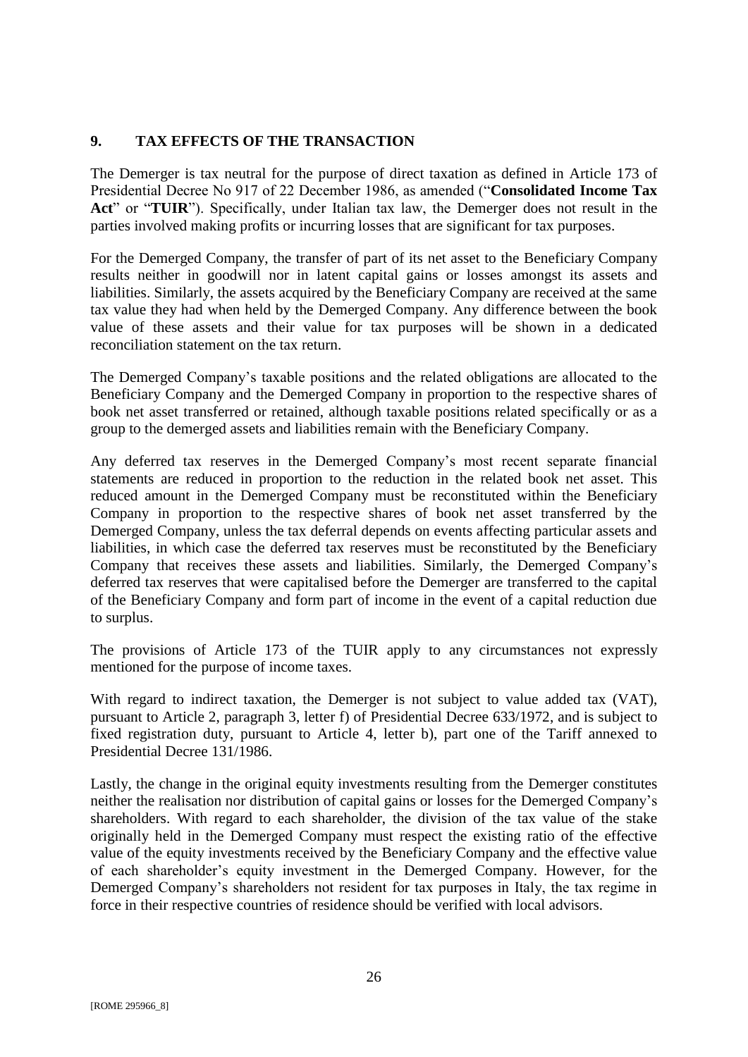## 9. TAX EFFECTS OF THE TRANSACTION

The Demerger is tax neutral for the purpose of direct taxation as defined in Article 173 of Presidential Decree No 917 of 22 December 1986, as amended ("**Consolidated Income Tax Act**" or "**TUIR**"). Specifically, under Italian tax law, the Demerger does not result in the parties involved making profits or incurring losses that are significant for tax purposes.

For the Demerged Company, the transfer of part of its net asset to the Beneficiary Company results neither in goodwill nor in latent capital gains or losses amongst its assets and liabilities. Similarly, the assets acquired by the Beneficiary Company are received at the same tax value they had when held by the Demerged Company. Any difference between the book value of these assets and their value for tax purposes will be shown in a dedicated reconciliation statement on the tax return.

The Demerged Company's taxable positions and the related obligations are allocated to the Beneficiary Company and the Demerged Company in proportion to the respective shares of book net asset transferred or retained, although taxable positions related specifically or as a group to the demerged assets and liabilities remain with the Beneficiary Company.

Any deferred tax reserves in the Demerged Company's most recent separate financial statements are reduced in proportion to the reduction in the related book net asset. This reduced amount in the Demerged Company must be reconstituted within the Beneficiary Company in proportion to the respective shares of book net asset transferred by the Demerged Company, unless the tax deferral depends on events affecting particular assets and liabilities, in which case the deferred tax reserves must be reconstituted by the Beneficiary Company that receives these assets and liabilities. Similarly, the Demerged Company's deferred tax reserves that were capitalised before the Demerger are transferred to the capital of the Beneficiary Company and form part of income in the event of a capital reduction due to surplus.

The provisions of Article 173 of the TUIR apply to any circumstances not expressly mentioned for the purpose of income taxes.

With regard to indirect taxation, the Demerger is not subject to value added tax (VAT), pursuant to Article 2, paragraph 3, letter f) of Presidential Decree 633/1972, and is subject to fixed registration duty, pursuant to Article 4, letter b), part one of the Tariff annexed to Presidential Decree 131/1986.

Lastly, the change in the original equity investments resulting from the Demerger constitutes neither the realisation nor distribution of capital gains or losses for the Demerged Company's shareholders. With regard to each shareholder, the division of the tax value of the stake originally held in the Demerged Company must respect the existing ratio of the effective value of the equity investments received by the Beneficiary Company and the effective value of each shareholder's equity investment in the Demerged Company. However, for the Demerged Company's shareholders not resident for tax purposes in Italy, the tax regime in force in their respective countries of residence should be verified with local advisors.

[ROME 295966_8]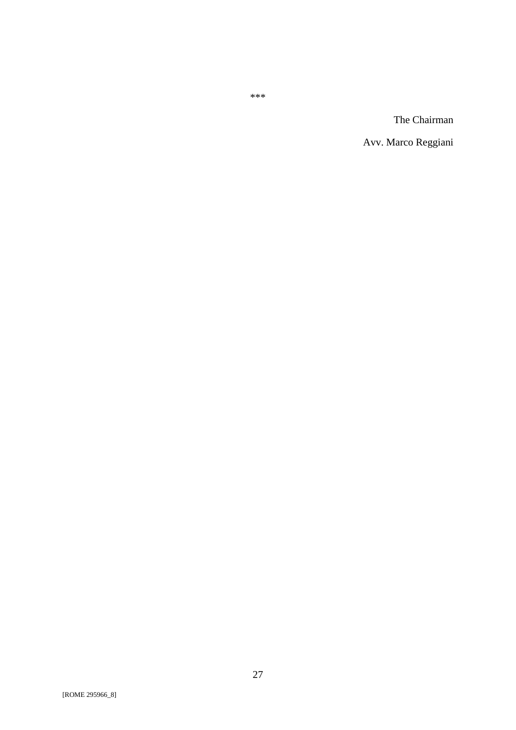\*\*\*

The Chairman

Avv. Marco Reggiani

[ROME 295966_8]

***

The Chairman

Avv. Marco Reggiani

[ROME 295966_8]